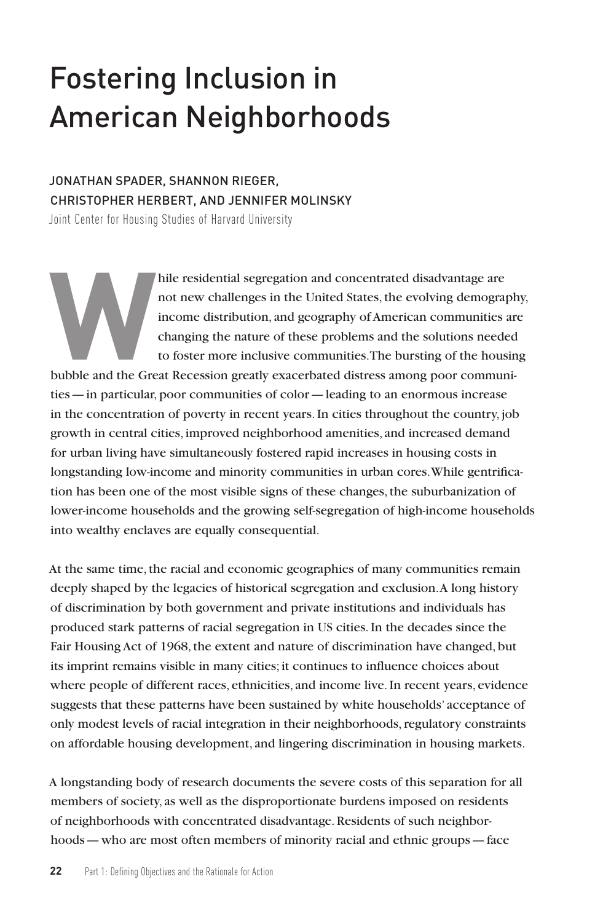# Fostering Inclusion in American Neighborhoods

JONATHAN SPADER, SHANNON RIEGER, CHRISTOPHER HERBERT, AND JENNIFER MOLINSKY

Joint Center for Housing Studies of Harvard University

While residential segregation and concentrated disadvantage are not new challenges in the United States, the evolving demography, income distribution, and geography of American communities are changing the nature of these problems and the solutions needed to foster more inclusive communities. The bursting of the housing bubble and the Great Recession greatly exacerbated distress among poor communities — in particular, poor communities of color — leading to an enormous increase in the concentration of poverty in recent years. In cities throughout the country, job growth in central cities, improved neighborhood amenities, and increased demand for urban living have simultaneously fostered rapid increases in housing costs in longstanding low-income and minority communities in urban cores. While gentrification has been one of the most visible signs of these changes, the suburbanization of lower-income households and the growing self-segregation of high-income households into wealthy enclaves are equally consequential.

At the same time, the racial and economic geographies of many communities remain deeply shaped by the legacies of historical segregation and exclusion. A long history of discrimination by both government and private institutions and individuals has produced stark patterns of racial segregation in US cities. In the decades since the Fair Housing Act of 1968, the extent and nature of discrimination have changed, but its imprint remains visible in many cities; it continues to influence choices about where people of different races, ethnicities, and income live. In recent years, evidence suggests that these patterns have been sustained by white households' acceptance of only modest levels of racial integration in their neighborhoods, regulatory constraints on affordable housing development, and lingering discrimination in housing markets.

A longstanding body of research documents the severe costs of this separation for all members of society, as well as the disproportionate burdens imposed on residents of neighborhoods with concentrated disadvantage. Residents of such neighborhoods — who are most often members of minority racial and ethnic groups — face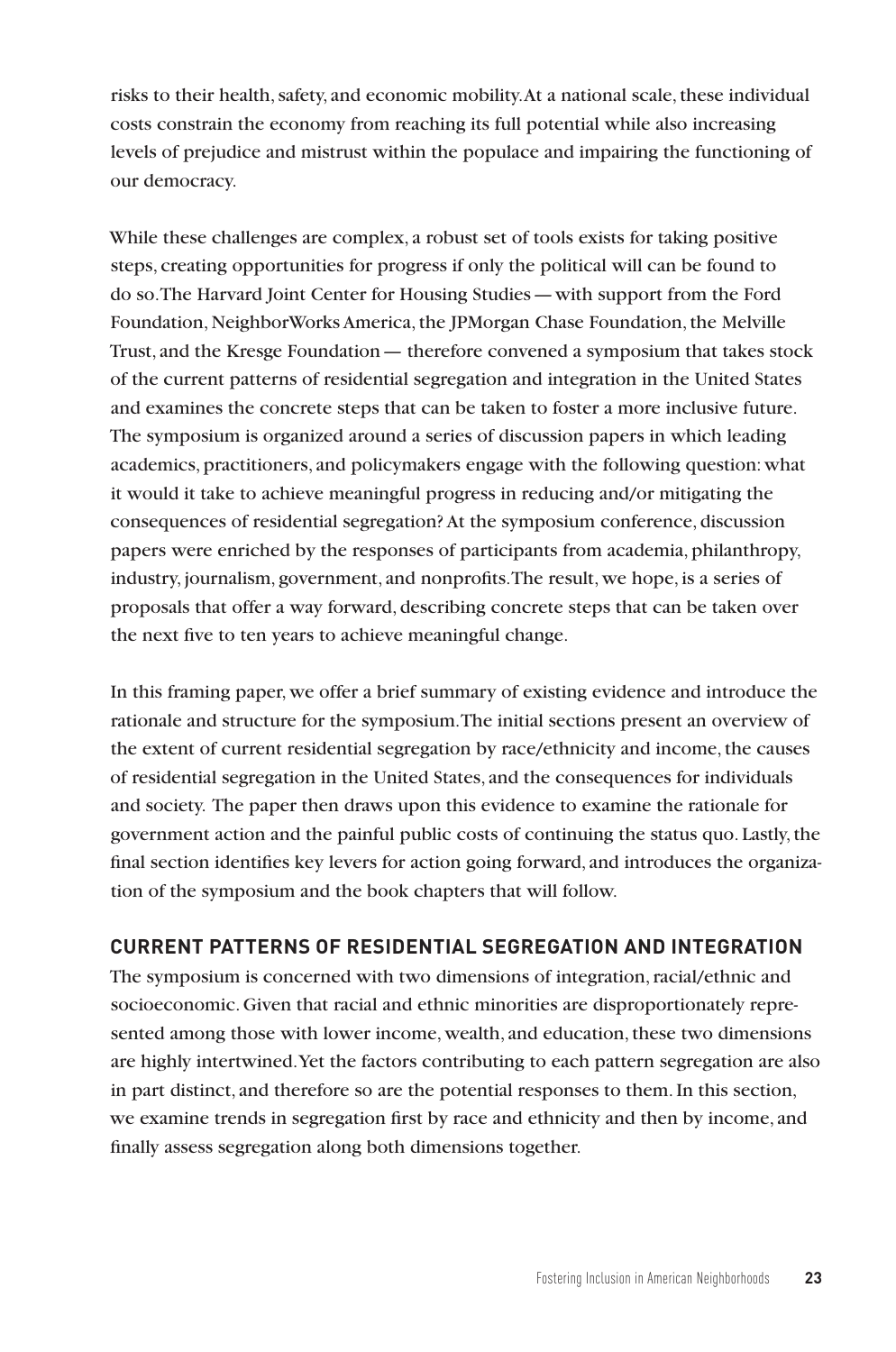risks to their health, safety, and economic mobility. At a national scale, these individual costs constrain the economy from reaching its full potential while also increasing levels of prejudice and mistrust within the populace and impairing the functioning of our democracy.

While these challenges are complex, a robust set of tools exists for taking positive steps, creating opportunities for progress if only the political will can be found to do so. The Harvard Joint Center for Housing Studies — with support from the Ford Foundation, NeighborWorks America, the JPMorgan Chase Foundation, the Melville Trust, and the Kresge Foundation — therefore convened a symposium that takes stock of the current patterns of residential segregation and integration in the United States and examines the concrete steps that can be taken to foster a more inclusive future. The symposium is organized around a series of discussion papers in which leading academics, practitioners, and policymakers engage with the following question: what it would it take to achieve meaningful progress in reducing and/or mitigating the consequences of residential segregation? At the symposium conference, discussion papers were enriched by the responses of participants from academia, philanthropy, industry, journalism, government, and nonprofits. The result, we hope, is a series of proposals that offer a way forward, describing concrete steps that can be taken over the next five to ten years to achieve meaningful change.

In this framing paper, we offer a brief summary of existing evidence and introduce the rationale and structure for the symposium. The initial sections present an overview of the extent of current residential segregation by race/ethnicity and income, the causes of residential segregation in the United States, and the consequences for individuals and society. The paper then draws upon this evidence to examine the rationale for government action and the painful public costs of continuing the status quo. Lastly, the final section identifies key levers for action going forward, and introduces the organization of the symposium and the book chapters that will follow.

## CURRENT PATTERNS OF RESIDENTIAL SEGREGATION AND INTEGRATION

The symposium is concerned with two dimensions of integration, racial/ethnic and socioeconomic. Given that racial and ethnic minorities are disproportionately represented among those with lower income, wealth, and education, these two dimensions are highly intertwined. Yet the factors contributing to each pattern segregation are also in part distinct, and therefore so are the potential responses to them. In this section, we examine trends in segregation first by race and ethnicity and then by income, and finally assess segregation along both dimensions together.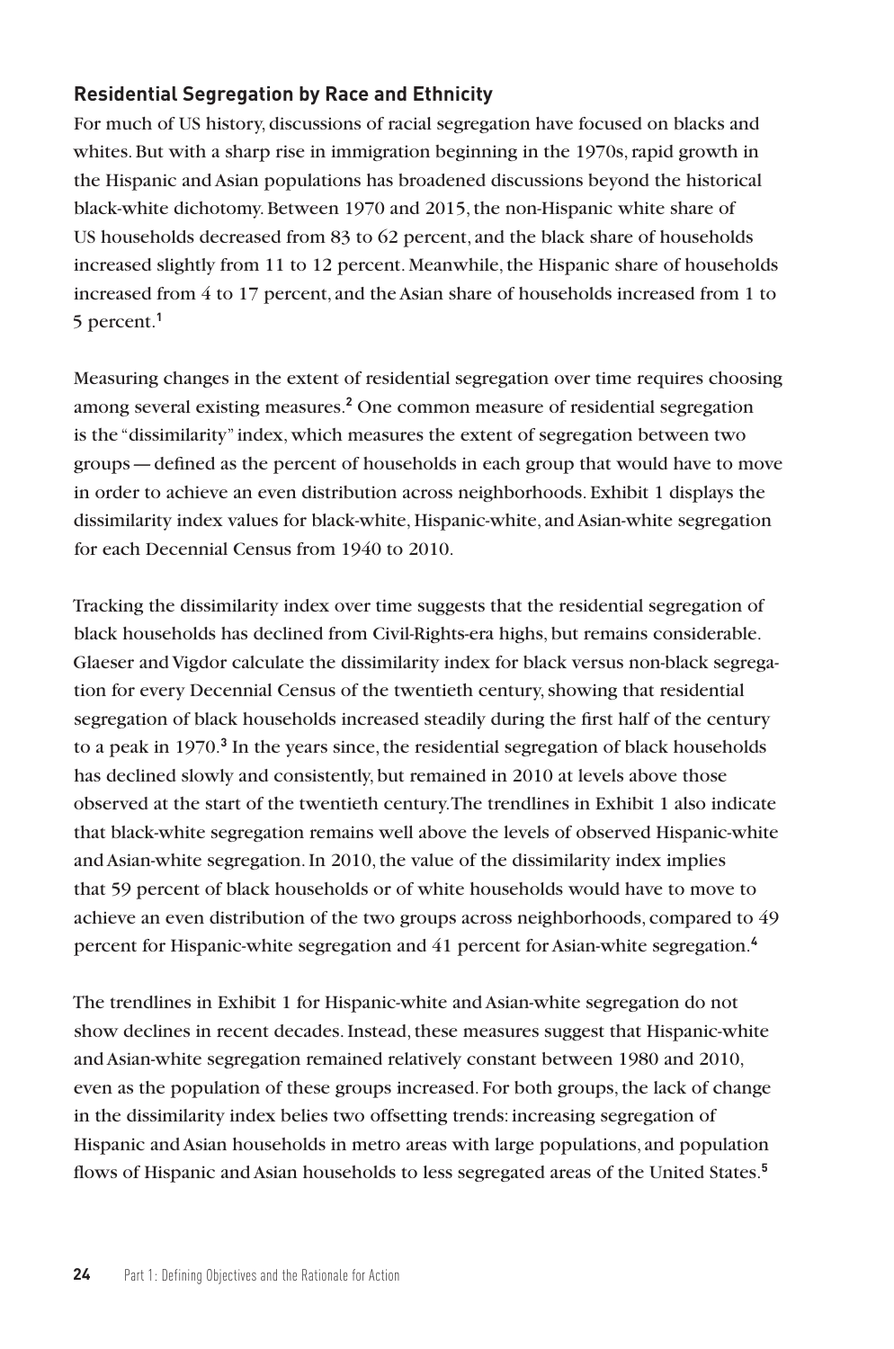## Residential Segregation by Race and Ethnicity

For much of US history, discussions of racial segregation have focused on blacks and whites. But with a sharp rise in immigration beginning in the 1970s, rapid growth in the Hispanic and Asian populations has broadened discussions beyond the historical black-white dichotomy. Between 1970 and 2015, the non-Hispanic white share of US households decreased from 83 to 62 percent, and the black share of households increased slightly from 11 to 12 percent. Meanwhile, the Hispanic share of households increased from 4 to 17 percent, and the Asian share of households increased from 1 to 5 percent.[1]

Measuring changes in the extent of residential segregation over time requires choosing among several existing measures.[2] One common measure of residential segregation is the "dissimilarity" index, which measures the extent of segregation between two groups — defined as the percent of households in each group that would have to move in order to achieve an even distribution across neighborhoods. Exhibit 1 displays the dissimilarity index values for black-white, Hispanic-white, and Asian-white segregation for each Decennial Census from 1940 to 2010.

Tracking the dissimilarity index over time suggests that the residential segregation of black households has declined from Civil-Rights-era highs, but remains considerable. Glaeser and Vigdor calculate the dissimilarity index for black versus non-black segregation for every Decennial Census of the twentieth century, showing that residential segregation of black households increased steadily during the first half of the century to a peak in 1970.[3] In the years since, the residential segregation of black households has declined slowly and consistently, but remained in 2010 at levels above those observed at the start of the twentieth century. The trendlines in Exhibit 1 also indicate that black-white segregation remains well above the levels of observed Hispanic-white and Asian-white segregation. In 2010, the value of the dissimilarity index implies that 59 percent of black households or of white households would have to move to achieve an even distribution of the two groups across neighborhoods, compared to 49 percent for Hispanic-white segregation and 41 percent for Asian-white segregation.[4]

The trendlines in Exhibit 1 for Hispanic-white and Asian-white segregation do not show declines in recent decades. Instead, these measures suggest that Hispanic-white and Asian-white segregation remained relatively constant between 1980 and 2010, even as the population of these groups increased. For both groups, the lack of change in the dissimilarity index belies two offsetting trends: increasing segregation of Hispanic and Asian households in metro areas with large populations, and population flows of Hispanic and Asian households to less segregated areas of the United States.[5]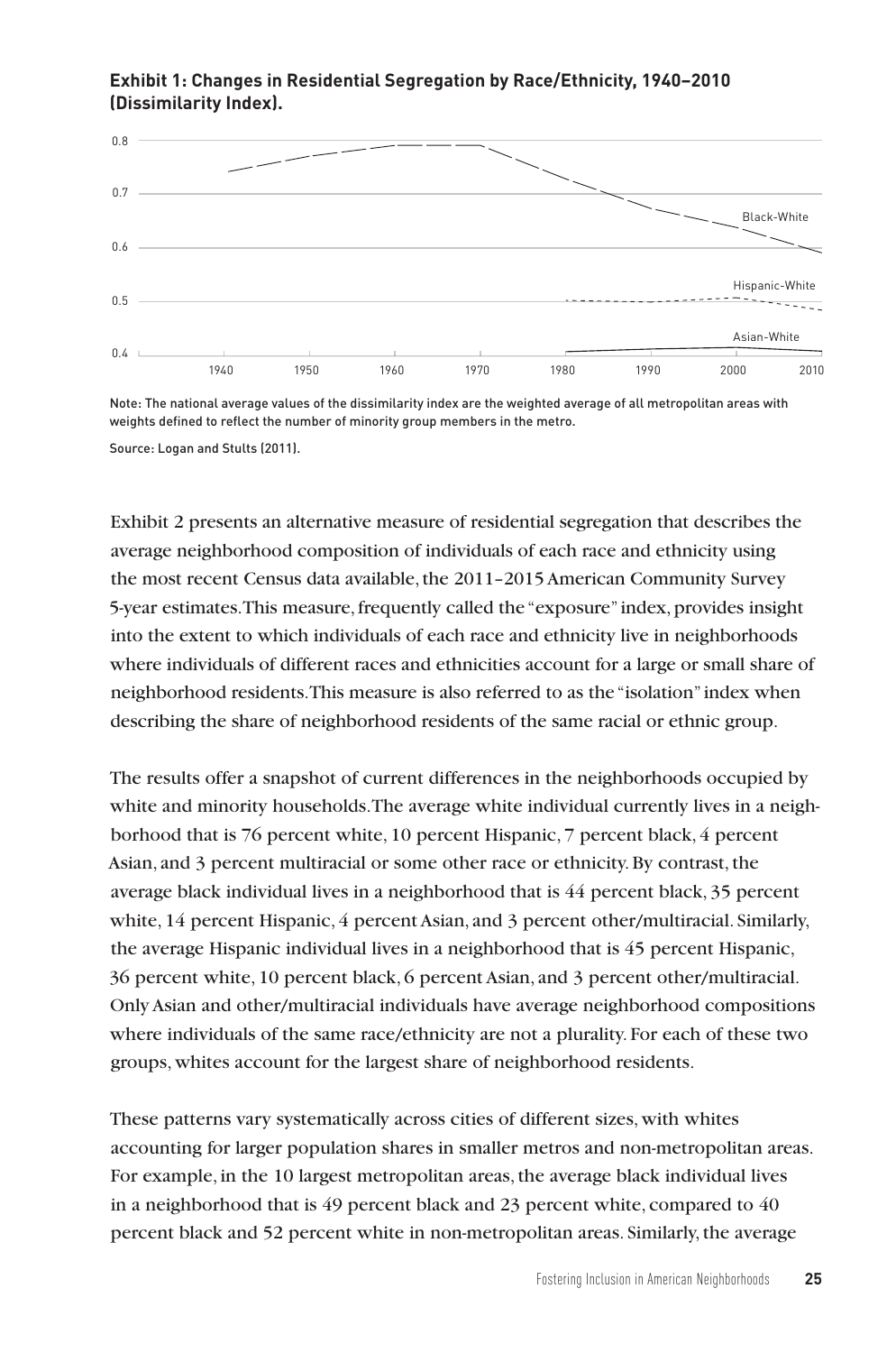**Exhibit 1: Changes in Residential Segregation by Race/Ethnicity, 1940–2010 (Dissimilarity Index).**

Note: The national average values of the dissimilarity index are the weighted average of all metropolitan areas with weights defined to reflect the number of minority group members in the metro.

Source: Logan and Stults (2011).

Exhibit 2 presents an alternative measure of residential segregation that describes the average neighborhood composition of individuals of each race and ethnicity using the most recent Census data available, the 2011–2015 American Community Survey 5-year estimates. This measure, frequently called the "exposure" index, provides insight into the extent to which individuals of each race and ethnicity live in neighborhoods where individuals of different races and ethnicities account for a large or small share of neighborhood residents. This measure is also referred to as the "isolation" index when describing the share of neighborhood residents of the same racial or ethnic group.

The results offer a snapshot of current differences in the neighborhoods occupied by white and minority households. The average white individual currently lives in a neighborhood that is 76 percent white, 10 percent Hispanic, 7 percent black, 4 percent Asian, and 3 percent multiracial or some other race or ethnicity. By contrast, the average black individual lives in a neighborhood that is 44 percent black, 35 percent white, 14 percent Hispanic, 4 percent Asian, and 3 percent other/multiracial. Similarly, the average Hispanic individual lives in a neighborhood that is 45 percent Hispanic, 36 percent white, 10 percent black, 6 percent Asian, and 3 percent other/multiracial. Only Asian and other/multiracial individuals have average neighborhood compositions where individuals of the same race/ethnicity are not a plurality. For each of these two groups, whites account for the largest share of neighborhood residents.

These patterns vary systematically across cities of different sizes, with whites accounting for larger population shares in smaller metros and non-metropolitan areas. For example, in the 10 largest metropolitan areas, the average black individual lives in a neighborhood that is 49 percent black and 23 percent white, compared to 40 percent black and 52 percent white in non-metropolitan areas. Similarly, the average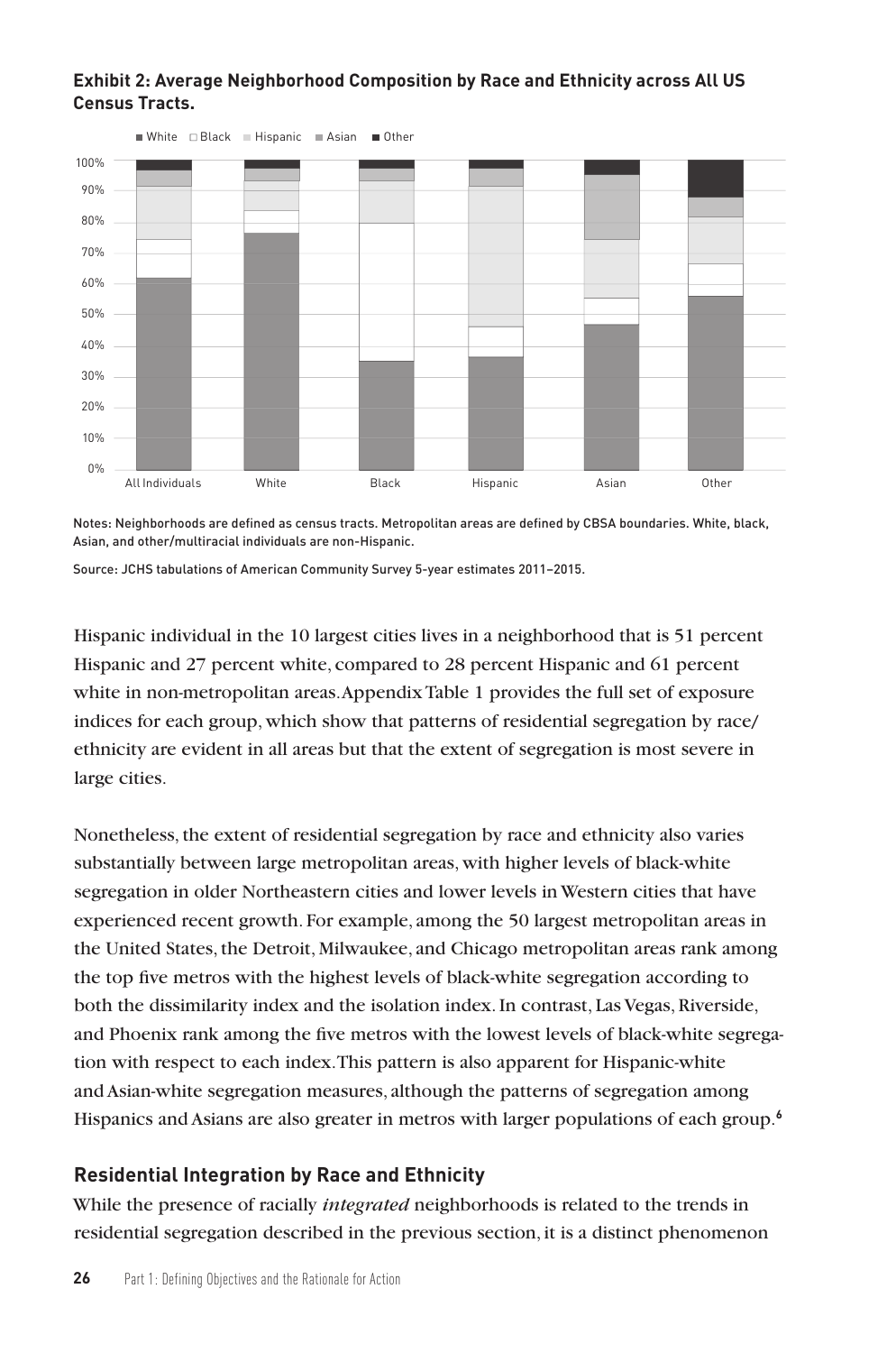**Exhibit 2: Average Neighborhood Composition by Race and Ethnicity across All US Census Tracts.**

Notes: Neighborhoods are defined as census tracts. Metropolitan areas are defined by CBSA boundaries. White, black, Asian, and other/multiracial individuals are non-Hispanic.

Source: JCHS tabulations of American Community Survey 5-year estimates 2011–2015.

Hispanic individual in the 10 largest cities lives in a neighborhood that is 51 percent Hispanic and 27 percent white, compared to 28 percent Hispanic and 61 percent white in non-metropolitan areas. Appendix Table 1 provides the full set of exposure indices for each group, which show that patterns of residential segregation by race/ethnicity are evident in all areas but that the extent of segregation is most severe in large cities.

Nonetheless, the extent of residential segregation by race and ethnicity also varies substantially between large metropolitan areas, with higher levels of black-white segregation in older Northeastern cities and lower levels in Western cities that have experienced recent growth. For example, among the 50 largest metropolitan areas in the United States, the Detroit, Milwaukee, and Chicago metropolitan areas rank among the top five metros with the highest levels of black-white segregation according to both the dissimilarity index and the isolation index. In contrast, Las Vegas, Riverside, and Phoenix rank among the five metros with the lowest levels of black-white segregation with respect to each index. This pattern is also apparent for Hispanic-white and Asian-white segregation measures, although the patterns of segregation among Hispanics and Asians are also greater in metros with larger populations of each group.[6]

## Residential Integration by Race and Ethnicity

While the presence of racially *integrated* neighborhoods is related to the trends in residential segregation described in the previous section, it is a distinct phenomenon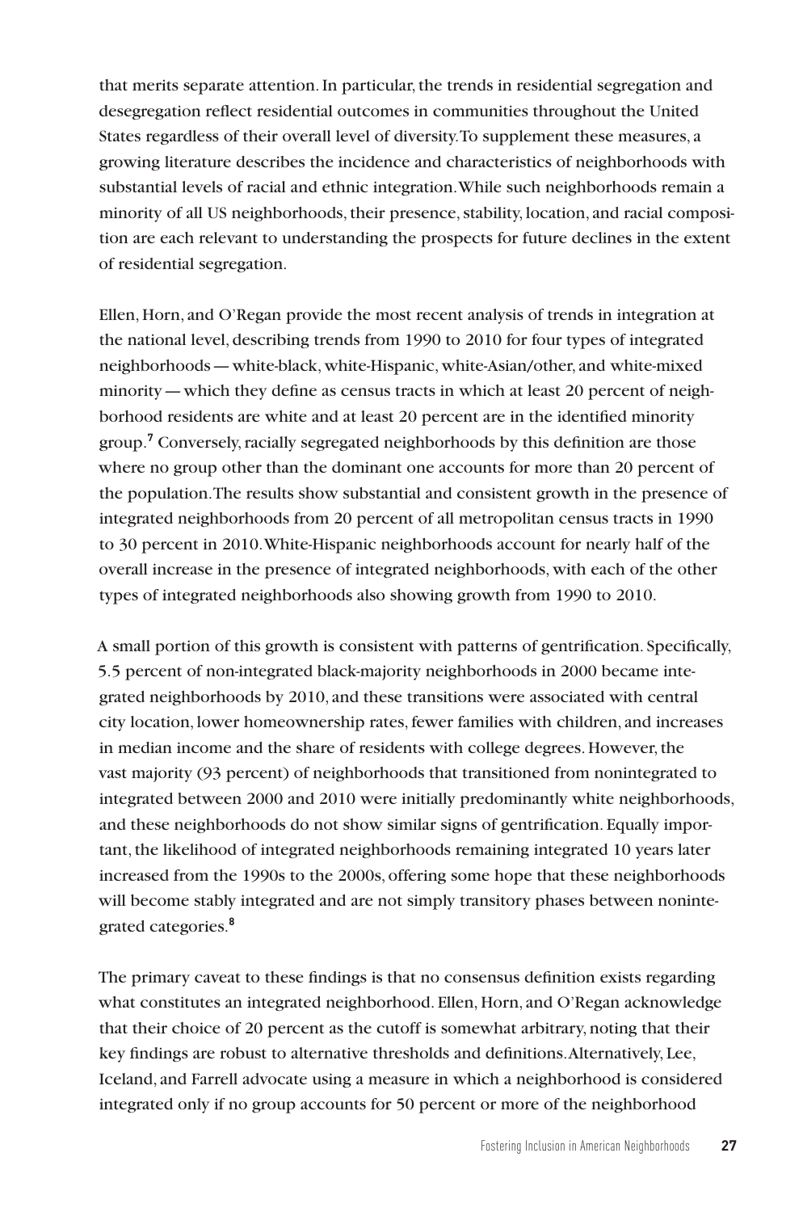that merits separate attention. In particular, the trends in residential segregation and desegregation reflect residential outcomes in communities throughout the United States regardless of their overall level of diversity. To supplement these measures, a growing literature describes the incidence and characteristics of neighborhoods with substantial levels of racial and ethnic integration. While such neighborhoods remain a minority of all US neighborhoods, their presence, stability, location, and racial composition are each relevant to understanding the prospects for future declines in the extent of residential segregation.

Ellen, Horn, and O'Regan provide the most recent analysis of trends in integration at the national level, describing trends from 1990 to 2010 for four types of integrated neighborhoods — white-black, white-Hispanic, white-Asian/other, and white-mixed minority — which they define as census tracts in which at least 20 percent of neighborhood residents are white and at least 20 percent are in the identified minority group.[7] Conversely, racially segregated neighborhoods by this definition are those where no group other than the dominant one accounts for more than 20 percent of the population. The results show substantial and consistent growth in the presence of integrated neighborhoods from 20 percent of all metropolitan census tracts in 1990 to 30 percent in 2010. White-Hispanic neighborhoods account for nearly half of the overall increase in the presence of integrated neighborhoods, with each of the other types of integrated neighborhoods also showing growth from 1990 to 2010.

A small portion of this growth is consistent with patterns of gentrification. Specifically, 5.5 percent of non-integrated black-majority neighborhoods in 2000 became integrated neighborhoods by 2010, and these transitions were associated with central city location, lower homeownership rates, fewer families with children, and increases in median income and the share of residents with college degrees. However, the vast majority (93 percent) of neighborhoods that transitioned from nonintegrated to integrated between 2000 and 2010 were initially predominantly white neighborhoods, and these neighborhoods do not show similar signs of gentrification. Equally important, the likelihood of integrated neighborhoods remaining integrated 10 years later increased from the 1990s to the 2000s, offering some hope that these neighborhoods will become stably integrated and are not simply transitory phases between nonintegrated categories.[8]

The primary caveat to these findings is that no consensus definition exists regarding what constitutes an integrated neighborhood. Ellen, Horn, and O'Regan acknowledge that their choice of 20 percent as the cutoff is somewhat arbitrary, noting that their key findings are robust to alternative thresholds and definitions. Alternatively, Lee, Iceland, and Farrell advocate using a measure in which a neighborhood is considered integrated only if no group accounts for 50 percent or more of the neighborhood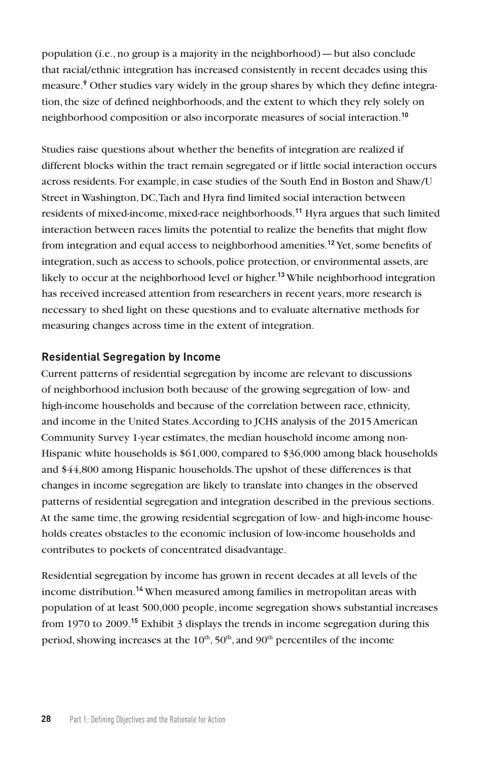population (i.e., no group is a majority in the neighborhood) — but also conclude that racial/ethnic integration has increased consistently in recent decades using this measure.[9] Other studies vary widely in the group shares by which they define integration, the size of defined neighborhoods, and the extent to which they rely solely on neighborhood composition or also incorporate measures of social interaction.[10]

Studies raise questions about whether the benefits of integration are realized if different blocks within the tract remain segregated or if little social interaction occurs across residents. For example, in case studies of the South End in Boston and Shaw/U Street in Washington, DC, Tach and Hyra find limited social interaction between residents of mixed-income, mixed-race neighborhoods.[11] Hyra argues that such limited interaction between races limits the potential to realize the benefits that might flow from integration and equal access to neighborhood amenities.[12] Yet, some benefits of integration, such as access to schools, police protection, or environmental assets, are likely to occur at the neighborhood level or higher.[13] While neighborhood integration has received increased attention from researchers in recent years, more research is necessary to shed light on these questions and to evaluate alternative methods for measuring changes across time in the extent of integration.

### Residential Segregation by Income

Current patterns of residential segregation by income are relevant to discussions of neighborhood inclusion both because of the growing segregation of low- and high-income households and because of the correlation between race, ethnicity, and income in the United States. According to JCHS analysis of the 2015 American Community Survey 1-year estimates, the median household income among non-Hispanic white households is $61,000, compared to $36,000 among black households and $44,800 among Hispanic households. The upshot of these differences is that changes in income segregation are likely to translate into changes in the observed patterns of residential segregation and integration described in the previous sections. At the same time, the growing residential segregation of low- and high-income households creates obstacles to the economic inclusion of low-income households and contributes to pockets of concentrated disadvantage.

Residential segregation by income has grown in recent decades at all levels of the income distribution.[14] When measured among families in metropolitan areas with population of at least 500,000 people, income segregation shows substantial increases from 1970 to 2009.[15] Exhibit 3 displays the trends in income segregation during this period, showing increases at the 10th, 50th, and 90th percentiles of the income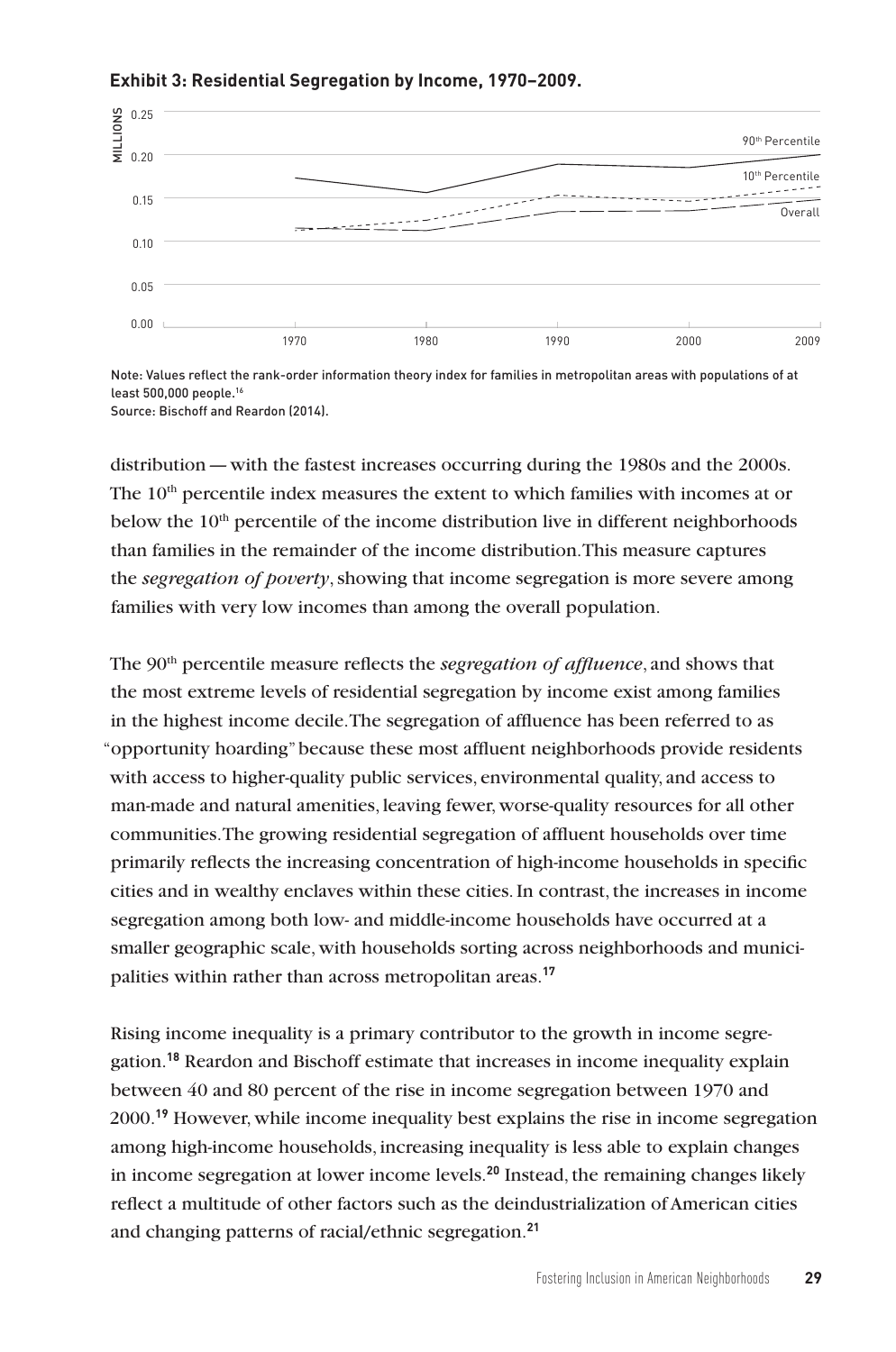**Exhibit 3: Residential Segregation by Income, 1970–2009.**

Note: Values reflect the rank-order information theory index for families in metropolitan areas with populations of at least 500,000 people.[16]
Source: Bischoff and Reardon (2014).

distribution — with the fastest increases occurring during the 1980s and the 2000s. The 10th percentile index measures the extent to which families with incomes at or below the 10th percentile of the income distribution live in different neighborhoods than families in the remainder of the income distribution. This measure captures the *segregation of poverty*, showing that income segregation is more severe among families with very low incomes than among the overall population.

The 90th percentile measure reflects the *segregation of affluence*, and shows that the most extreme levels of residential segregation by income exist among families in the highest income decile. The segregation of affluence has been referred to as "opportunity hoarding" because these most affluent neighborhoods provide residents with access to higher-quality public services, environmental quality, and access to man-made and natural amenities, leaving fewer, worse-quality resources for all other communities. The growing residential segregation of affluent households over time primarily reflects the increasing concentration of high-income households in specific cities and in wealthy enclaves within these cities. In contrast, the increases in income segregation among both low- and middle-income households have occurred at a smaller geographic scale, with households sorting across neighborhoods and municipalities within rather than across metropolitan areas.[17]

Rising income inequality is a primary contributor to the growth in income segregation.[18] Reardon and Bischoff estimate that increases in income inequality explain between 40 and 80 percent of the rise in income segregation between 1970 and 2000.[19] However, while income inequality best explains the rise in income segregation among high-income households, increasing inequality is less able to explain changes in income segregation at lower income levels.[20] Instead, the remaining changes likely reflect a multitude of other factors such as the deindustrialization of American cities and changing patterns of racial/ethnic segregation.[21]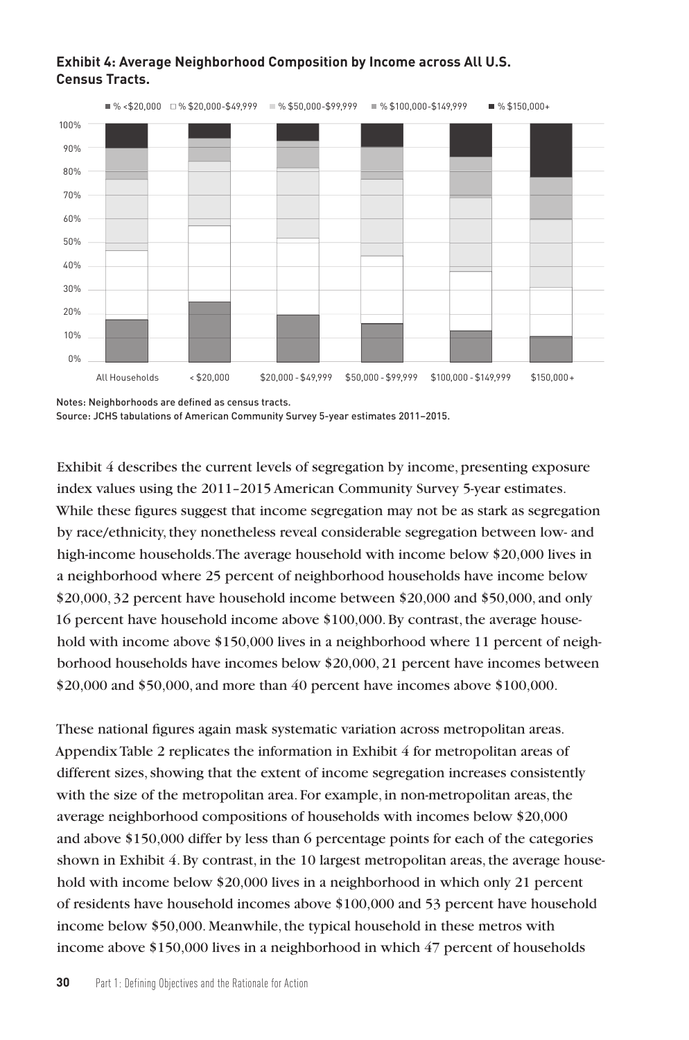**Exhibit 4: Average Neighborhood Composition by Income across All U.S. Census Tracts.**

Notes: Neighborhoods are defined as census tracts.
Source: JCHS tabulations of American Community Survey 5-year estimates 2011–2015.

Exhibit 4 describes the current levels of segregation by income, presenting exposure index values using the 2011–2015 American Community Survey 5-year estimates. While these figures suggest that income segregation may not be as stark as segregation by race/ethnicity, they nonetheless reveal considerable segregation between low- and high-income households. The average household with income below $20,000 lives in a neighborhood where 25 percent of neighborhood households have income below $20,000, 32 percent have household income between $20,000 and $50,000, and only 16 percent have household income above $100,000. By contrast, the average household with income above $150,000 lives in a neighborhood where 11 percent of neighborhood households have incomes below $20,000, 21 percent have incomes between $20,000 and $50,000, and more than 40 percent have incomes above $100,000.

These national figures again mask systematic variation across metropolitan areas. Appendix Table 2 replicates the information in Exhibit 4 for metropolitan areas of different sizes, showing that the extent of income segregation increases consistently with the size of the metropolitan area. For example, in non-metropolitan areas, the average neighborhood compositions of households with incomes below $20,000 and above $150,000 differ by less than 6 percentage points for each of the categories shown in Exhibit 4. By contrast, in the 10 largest metropolitan areas, the average household with income below $20,000 lives in a neighborhood in which only 21 percent of residents have household incomes above $100,000 and 53 percent have household income below $50,000. Meanwhile, the typical household in these metros with income above $150,000 lives in a neighborhood in which 47 percent of households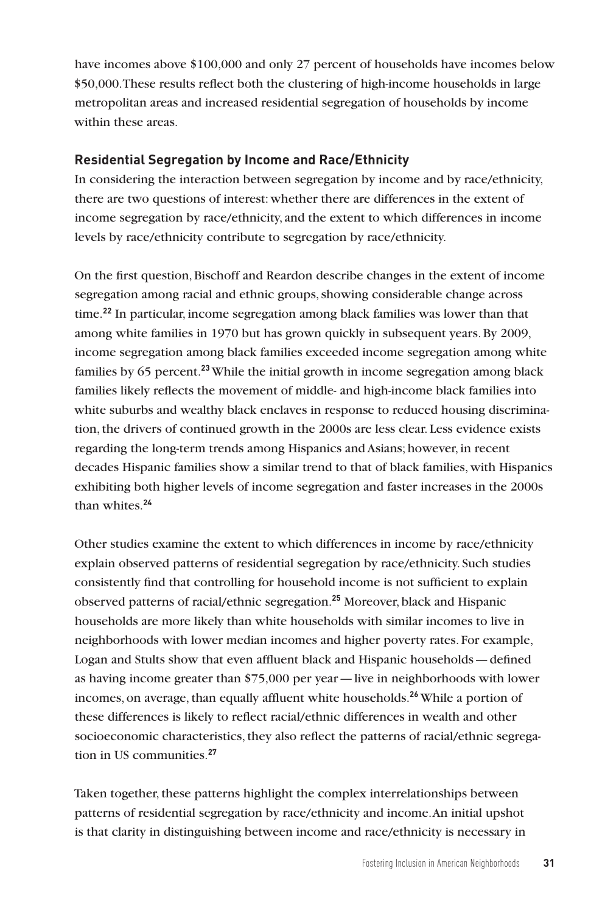have incomes above $100,000 and only 27 percent of households have incomes below $50,000. These results reflect both the clustering of high-income households in large metropolitan areas and increased residential segregation of households by income within these areas.

### Residential Segregation by Income and Race/Ethnicity

In considering the interaction between segregation by income and by race/ethnicity, there are two questions of interest: whether there are differences in the extent of income segregation by race/ethnicity, and the extent to which differences in income levels by race/ethnicity contribute to segregation by race/ethnicity.

On the first question, Bischoff and Reardon describe changes in the extent of income segregation among racial and ethnic groups, showing considerable change across time.[22] In particular, income segregation among black families was lower than that among white families in 1970 but has grown quickly in subsequent years. By 2009, income segregation among black families exceeded income segregation among white families by 65 percent.[23] While the initial growth in income segregation among black families likely reflects the movement of middle- and high-income black families into white suburbs and wealthy black enclaves in response to reduced housing discrimination, the drivers of continued growth in the 2000s are less clear. Less evidence exists regarding the long-term trends among Hispanics and Asians; however, in recent decades Hispanic families show a similar trend to that of black families, with Hispanics exhibiting both higher levels of income segregation and faster increases in the 2000s than whites.[24]

Other studies examine the extent to which differences in income by race/ethnicity explain observed patterns of residential segregation by race/ethnicity. Such studies consistently find that controlling for household income is not sufficient to explain observed patterns of racial/ethnic segregation.[25] Moreover, black and Hispanic households are more likely than white households with similar incomes to live in neighborhoods with lower median incomes and higher poverty rates. For example, Logan and Stults show that even affluent black and Hispanic households — defined as having income greater than $75,000 per year — live in neighborhoods with lower incomes, on average, than equally affluent white households.[26] While a portion of these differences is likely to reflect racial/ethnic differences in wealth and other socioeconomic characteristics, they also reflect the patterns of racial/ethnic segregation in US communities.[27]

Taken together, these patterns highlight the complex interrelationships between patterns of residential segregation by race/ethnicity and income. An initial upshot is that clarity in distinguishing between income and race/ethnicity is necessary in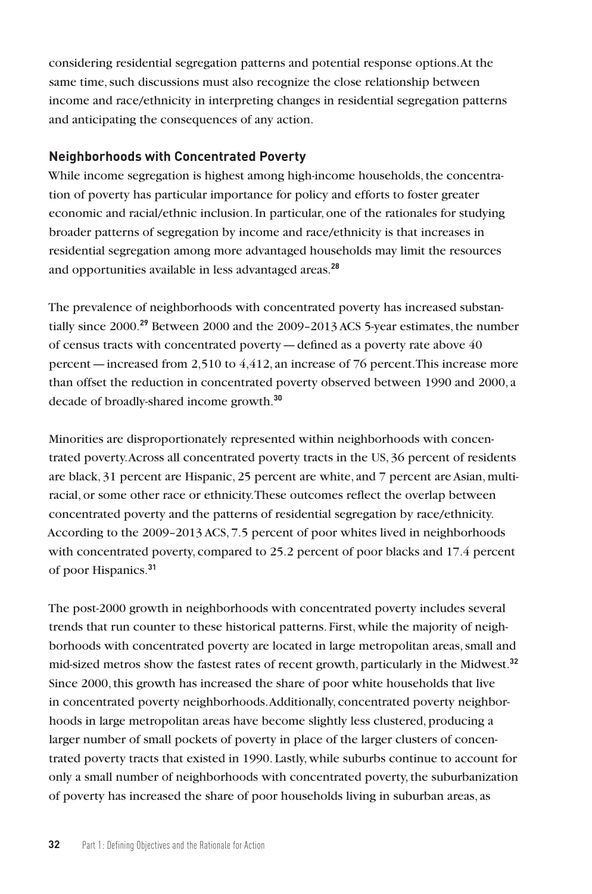considering residential segregation patterns and potential response options. At the same time, such discussions must also recognize the close relationship between income and race/ethnicity in interpreting changes in residential segregation patterns and anticipating the consequences of any action.

### Neighborhoods with Concentrated Poverty

While income segregation is highest among high-income households, the concentration of poverty has particular importance for policy and efforts to foster greater economic and racial/ethnic inclusion. In particular, one of the rationales for studying broader patterns of segregation by income and race/ethnicity is that increases in residential segregation among more advantaged households may limit the resources and opportunities available in less advantaged areas.[28]

The prevalence of neighborhoods with concentrated poverty has increased substantially since 2000.[29] Between 2000 and the 2009–2013 ACS 5-year estimates, the number of census tracts with concentrated poverty — defined as a poverty rate above 40 percent — increased from 2,510 to 4,412, an increase of 76 percent. This increase more than offset the reduction in concentrated poverty observed between 1990 and 2000, a decade of broadly-shared income growth.[30]

Minorities are disproportionately represented within neighborhoods with concentrated poverty. Across all concentrated poverty tracts in the US, 36 percent of residents are black, 31 percent are Hispanic, 25 percent are white, and 7 percent are Asian, multiracial, or some other race or ethnicity. These outcomes reflect the overlap between concentrated poverty and the patterns of residential segregation by race/ethnicity. According to the 2009–2013 ACS, 7.5 percent of poor whites lived in neighborhoods with concentrated poverty, compared to 25.2 percent of poor blacks and 17.4 percent of poor Hispanics.[31]

The post-2000 growth in neighborhoods with concentrated poverty includes several trends that run counter to these historical patterns. First, while the majority of neighborhoods with concentrated poverty are located in large metropolitan areas, small and mid-sized metros show the fastest rates of recent growth, particularly in the Midwest.[32] Since 2000, this growth has increased the share of poor white households that live in concentrated poverty neighborhoods. Additionally, concentrated poverty neighborhoods in large metropolitan areas have become slightly less clustered, producing a larger number of small pockets of poverty in place of the larger clusters of concentrated poverty tracts that existed in 1990. Lastly, while suburbs continue to account for only a small number of neighborhoods with concentrated poverty, the suburbanization of poverty has increased the share of poor households living in suburban areas, as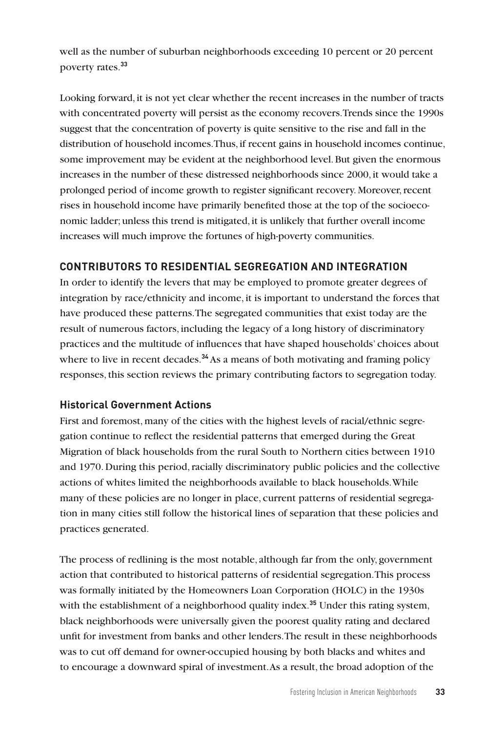well as the number of suburban neighborhoods exceeding 10 percent or 20 percent poverty rates.[33]

Looking forward, it is not yet clear whether the recent increases in the number of tracts with concentrated poverty will persist as the economy recovers. Trends since the 1990s suggest that the concentration of poverty is quite sensitive to the rise and fall in the distribution of household incomes. Thus, if recent gains in household incomes continue, some improvement may be evident at the neighborhood level. But given the enormous increases in the number of these distressed neighborhoods since 2000, it would take a prolonged period of income growth to register significant recovery. Moreover, recent rises in household income have primarily benefited those at the top of the socioeconomic ladder; unless this trend is mitigated, it is unlikely that further overall income increases will much improve the fortunes of high-poverty communities.

## CONTRIBUTORS TO RESIDENTIAL SEGREGATION AND INTEGRATION

In order to identify the levers that may be employed to promote greater degrees of integration by race/ethnicity and income, it is important to understand the forces that have produced these patterns. The segregated communities that exist today are the result of numerous factors, including the legacy of a long history of discriminatory practices and the multitude of influences that have shaped households' choices about where to live in recent decades.[34] As a means of both motivating and framing policy responses, this section reviews the primary contributing factors to segregation today.

### Historical Government Actions

First and foremost, many of the cities with the highest levels of racial/ethnic segregation continue to reflect the residential patterns that emerged during the Great Migration of black households from the rural South to Northern cities between 1910 and 1970. During this period, racially discriminatory public policies and the collective actions of whites limited the neighborhoods available to black households. While many of these policies are no longer in place, current patterns of residential segregation in many cities still follow the historical lines of separation that these policies and practices generated.

The process of redlining is the most notable, although far from the only, government action that contributed to historical patterns of residential segregation. This process was formally initiated by the Homeowners Loan Corporation (HOLC) in the 1930s with the establishment of a neighborhood quality index.[35] Under this rating system, black neighborhoods were universally given the poorest quality rating and declared unfit for investment from banks and other lenders. The result in these neighborhoods was to cut off demand for owner-occupied housing by both blacks and whites and to encourage a downward spiral of investment. As a result, the broad adoption of the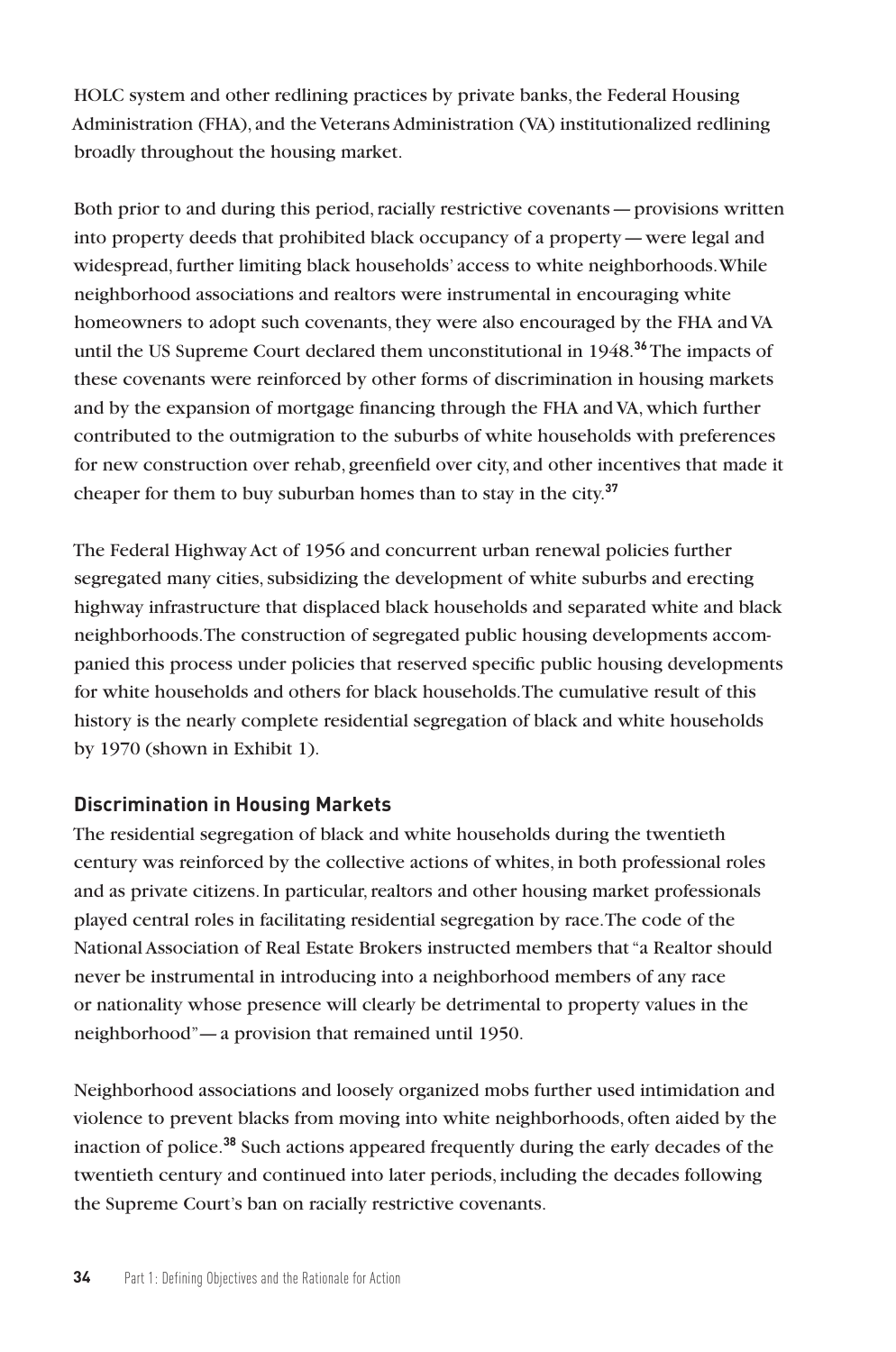HOLC system and other redlining practices by private banks, the Federal Housing Administration (FHA), and the Veterans Administration (VA) institutionalized redlining broadly throughout the housing market.

Both prior to and during this period, racially restrictive covenants — provisions written into property deeds that prohibited black occupancy of a property — were legal and widespread, further limiting black households' access to white neighborhoods. While neighborhood associations and realtors were instrumental in encouraging white homeowners to adopt such covenants, they were also encouraged by the FHA and VA until the US Supreme Court declared them unconstitutional in 1948.[36] The impacts of these covenants were reinforced by other forms of discrimination in housing markets and by the expansion of mortgage financing through the FHA and VA, which further contributed to the outmigration to the suburbs of white households with preferences for new construction over rehab, greenfield over city, and other incentives that made it cheaper for them to buy suburban homes than to stay in the city.[37]

The Federal Highway Act of 1956 and concurrent urban renewal policies further segregated many cities, subsidizing the development of white suburbs and erecting highway infrastructure that displaced black households and separated white and black neighborhoods. The construction of segregated public housing developments accompanied this process under policies that reserved specific public housing developments for white households and others for black households. The cumulative result of this history is the nearly complete residential segregation of black and white households by 1970 (shown in Exhibit 1).

### Discrimination in Housing Markets

The residential segregation of black and white households during the twentieth century was reinforced by the collective actions of whites, in both professional roles and as private citizens. In particular, realtors and other housing market professionals played central roles in facilitating residential segregation by race. The code of the National Association of Real Estate Brokers instructed members that "a Realtor should never be instrumental in introducing into a neighborhood members of any race or nationality whose presence will clearly be detrimental to property values in the neighborhood" — a provision that remained until 1950.

Neighborhood associations and loosely organized mobs further used intimidation and violence to prevent blacks from moving into white neighborhoods, often aided by the inaction of police.[38] Such actions appeared frequently during the early decades of the twentieth century and continued into later periods, including the decades following the Supreme Court's ban on racially restrictive covenants.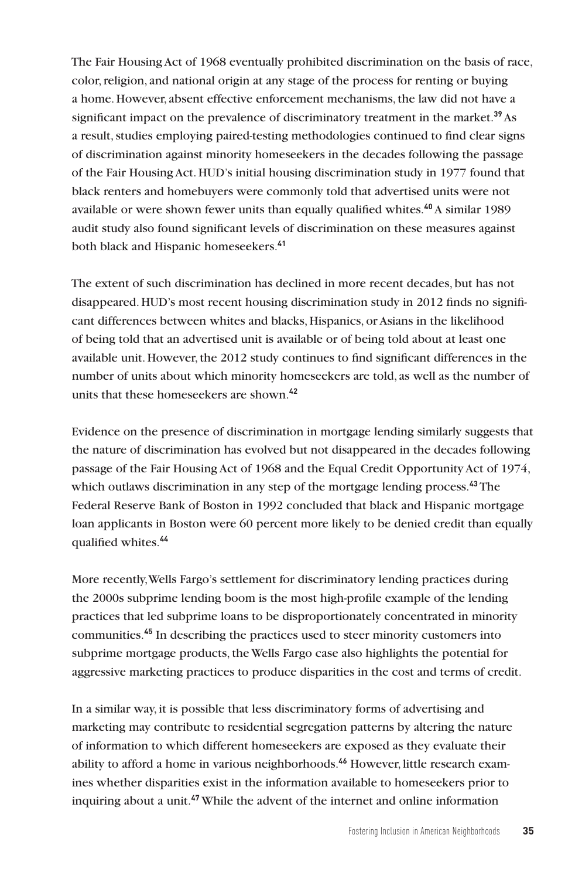The Fair Housing Act of 1968 eventually prohibited discrimination on the basis of race, color, religion, and national origin at any stage of the process for renting or buying a home. However, absent effective enforcement mechanisms, the law did not have a significant impact on the prevalence of discriminatory treatment in the market.[39] As a result, studies employing paired-testing methodologies continued to find clear signs of discrimination against minority homeseekers in the decades following the passage of the Fair Housing Act. HUD's initial housing discrimination study in 1977 found that black renters and homebuyers were commonly told that advertised units were not available or were shown fewer units than equally qualified whites.[40] A similar 1989 audit study also found significant levels of discrimination on these measures against both black and Hispanic homeseekers.[41]

The extent of such discrimination has declined in more recent decades, but has not disappeared. HUD's most recent housing discrimination study in 2012 finds no significant differences between whites and blacks, Hispanics, or Asians in the likelihood of being told that an advertised unit is available or of being told about at least one available unit. However, the 2012 study continues to find significant differences in the number of units about which minority homeseekers are told, as well as the number of units that these homeseekers are shown.[42]

Evidence on the presence of discrimination in mortgage lending similarly suggests that the nature of discrimination has evolved but not disappeared in the decades following passage of the Fair Housing Act of 1968 and the Equal Credit Opportunity Act of 1974, which outlaws discrimination in any step of the mortgage lending process.[43] The Federal Reserve Bank of Boston in 1992 concluded that black and Hispanic mortgage loan applicants in Boston were 60 percent more likely to be denied credit than equally qualified whites.[44]

More recently, Wells Fargo's settlement for discriminatory lending practices during the 2000s subprime lending boom is the most high-profile example of the lending practices that led subprime loans to be disproportionately concentrated in minority communities.[45] In describing the practices used to steer minority customers into subprime mortgage products, the Wells Fargo case also highlights the potential for aggressive marketing practices to produce disparities in the cost and terms of credit.

In a similar way, it is possible that less discriminatory forms of advertising and marketing may contribute to residential segregation patterns by altering the nature of information to which different homeseekers are exposed as they evaluate their ability to afford a home in various neighborhoods.[46] However, little research examines whether disparities exist in the information available to homeseekers prior to inquiring about a unit.[47] While the advent of the internet and online information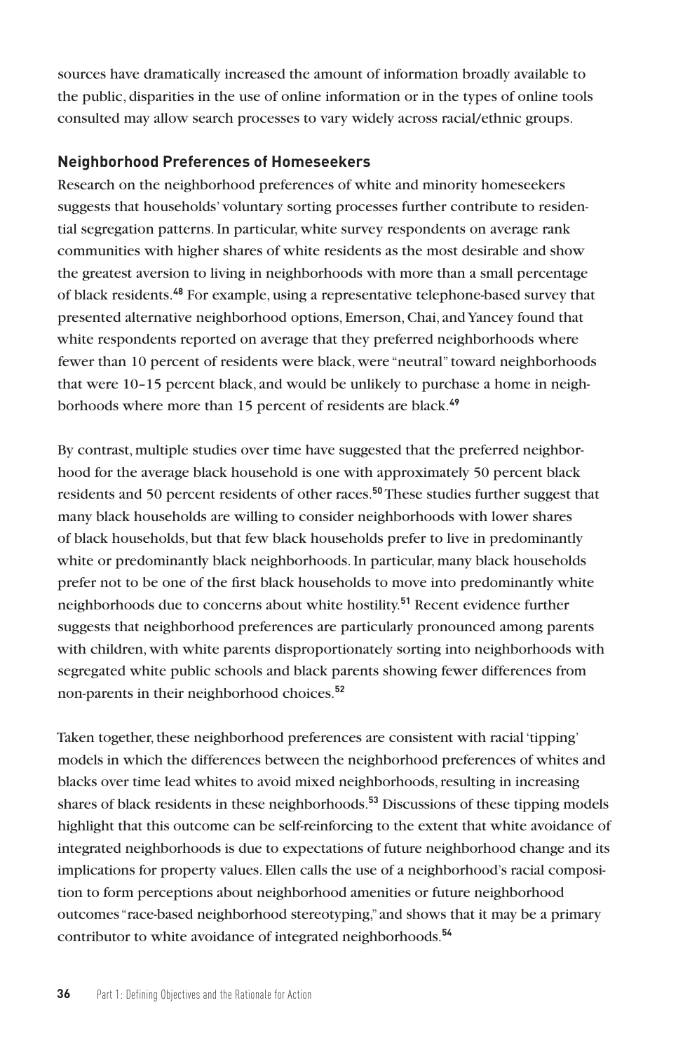sources have dramatically increased the amount of information broadly available to the public, disparities in the use of online information or in the types of online tools consulted may allow search processes to vary widely across racial/ethnic groups.

### Neighborhood Preferences of Homeseekers

Research on the neighborhood preferences of white and minority homeseekers suggests that households' voluntary sorting processes further contribute to residential segregation patterns. In particular, white survey respondents on average rank communities with higher shares of white residents as the most desirable and show the greatest aversion to living in neighborhoods with more than a small percentage of black residents.[48] For example, using a representative telephone-based survey that presented alternative neighborhood options, Emerson, Chai, and Yancey found that white respondents reported on average that they preferred neighborhoods where fewer than 10 percent of residents were black, were "neutral" toward neighborhoods that were 10–15 percent black, and would be unlikely to purchase a home in neighborhoods where more than 15 percent of residents are black.[49]

By contrast, multiple studies over time have suggested that the preferred neighborhood for the average black household is one with approximately 50 percent black residents and 50 percent residents of other races.[50] These studies further suggest that many black households are willing to consider neighborhoods with lower shares of black households, but that few black households prefer to live in predominantly white or predominantly black neighborhoods. In particular, many black households prefer not to be one of the first black households to move into predominantly white neighborhoods due to concerns about white hostility.[51] Recent evidence further suggests that neighborhood preferences are particularly pronounced among parents with children, with white parents disproportionately sorting into neighborhoods with segregated white public schools and black parents showing fewer differences from non-parents in their neighborhood choices.[52]

Taken together, these neighborhood preferences are consistent with racial 'tipping' models in which the differences between the neighborhood preferences of whites and blacks over time lead whites to avoid mixed neighborhoods, resulting in increasing shares of black residents in these neighborhoods.[53] Discussions of these tipping models highlight that this outcome can be self-reinforcing to the extent that white avoidance of integrated neighborhoods is due to expectations of future neighborhood change and its implications for property values. Ellen calls the use of a neighborhood's racial composition to form perceptions about neighborhood amenities or future neighborhood outcomes "race-based neighborhood stereotyping," and shows that it may be a primary contributor to white avoidance of integrated neighborhoods.[54]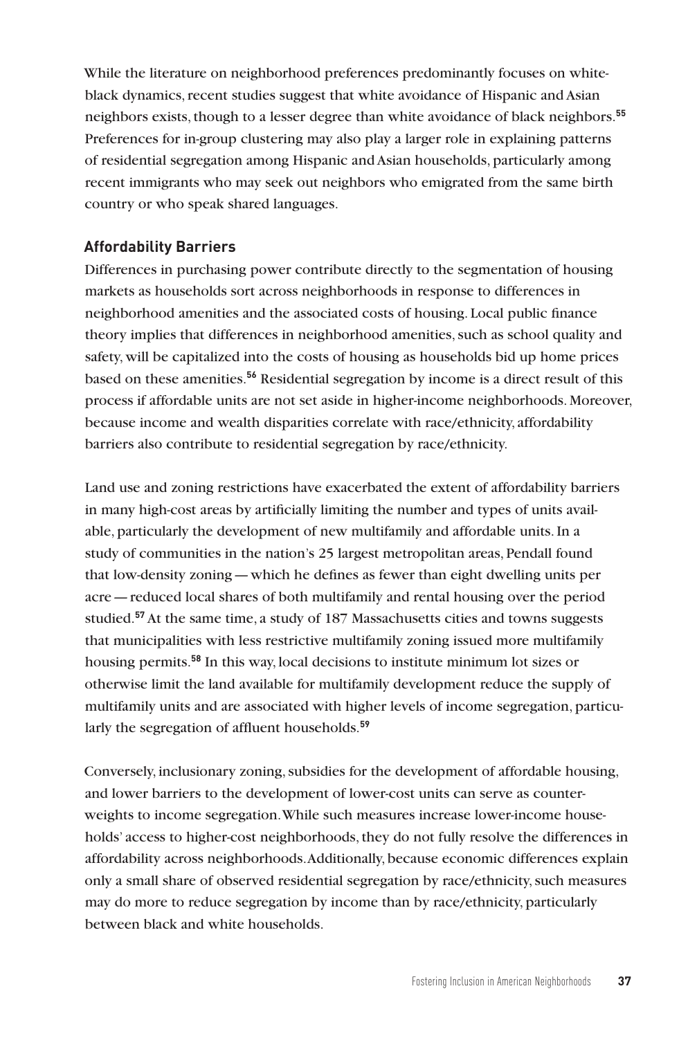While the literature on neighborhood preferences predominantly focuses on white-black dynamics, recent studies suggest that white avoidance of Hispanic and Asian neighbors exists, though to a lesser degree than white avoidance of black neighbors.[55] Preferences for in-group clustering may also play a larger role in explaining patterns of residential segregation among Hispanic and Asian households, particularly among recent immigrants who may seek out neighbors who emigrated from the same birth country or who speak shared languages.

### Affordability Barriers

Differences in purchasing power contribute directly to the segmentation of housing markets as households sort across neighborhoods in response to differences in neighborhood amenities and the associated costs of housing. Local public finance theory implies that differences in neighborhood amenities, such as school quality and safety, will be capitalized into the costs of housing as households bid up home prices based on these amenities.[56] Residential segregation by income is a direct result of this process if affordable units are not set aside in higher-income neighborhoods. Moreover, because income and wealth disparities correlate with race/ethnicity, affordability barriers also contribute to residential segregation by race/ethnicity.

Land use and zoning restrictions have exacerbated the extent of affordability barriers in many high-cost areas by artificially limiting the number and types of units available, particularly the development of new multifamily and affordable units. In a study of communities in the nation's 25 largest metropolitan areas, Pendall found that low-density zoning — which he defines as fewer than eight dwelling units per acre — reduced local shares of both multifamily and rental housing over the period studied.[57] At the same time, a study of 187 Massachusetts cities and towns suggests that municipalities with less restrictive multifamily zoning issued more multifamily housing permits.[58] In this way, local decisions to institute minimum lot sizes or otherwise limit the land available for multifamily development reduce the supply of multifamily units and are associated with higher levels of income segregation, particularly the segregation of affluent households.[59]

Conversely, inclusionary zoning, subsidies for the development of affordable housing, and lower barriers to the development of lower-cost units can serve as counterweights to income segregation. While such measures increase lower-income households' access to higher-cost neighborhoods, they do not fully resolve the differences in affordability across neighborhoods. Additionally, because economic differences explain only a small share of observed residential segregation by race/ethnicity, such measures may do more to reduce segregation by income than by race/ethnicity, particularly between black and white households.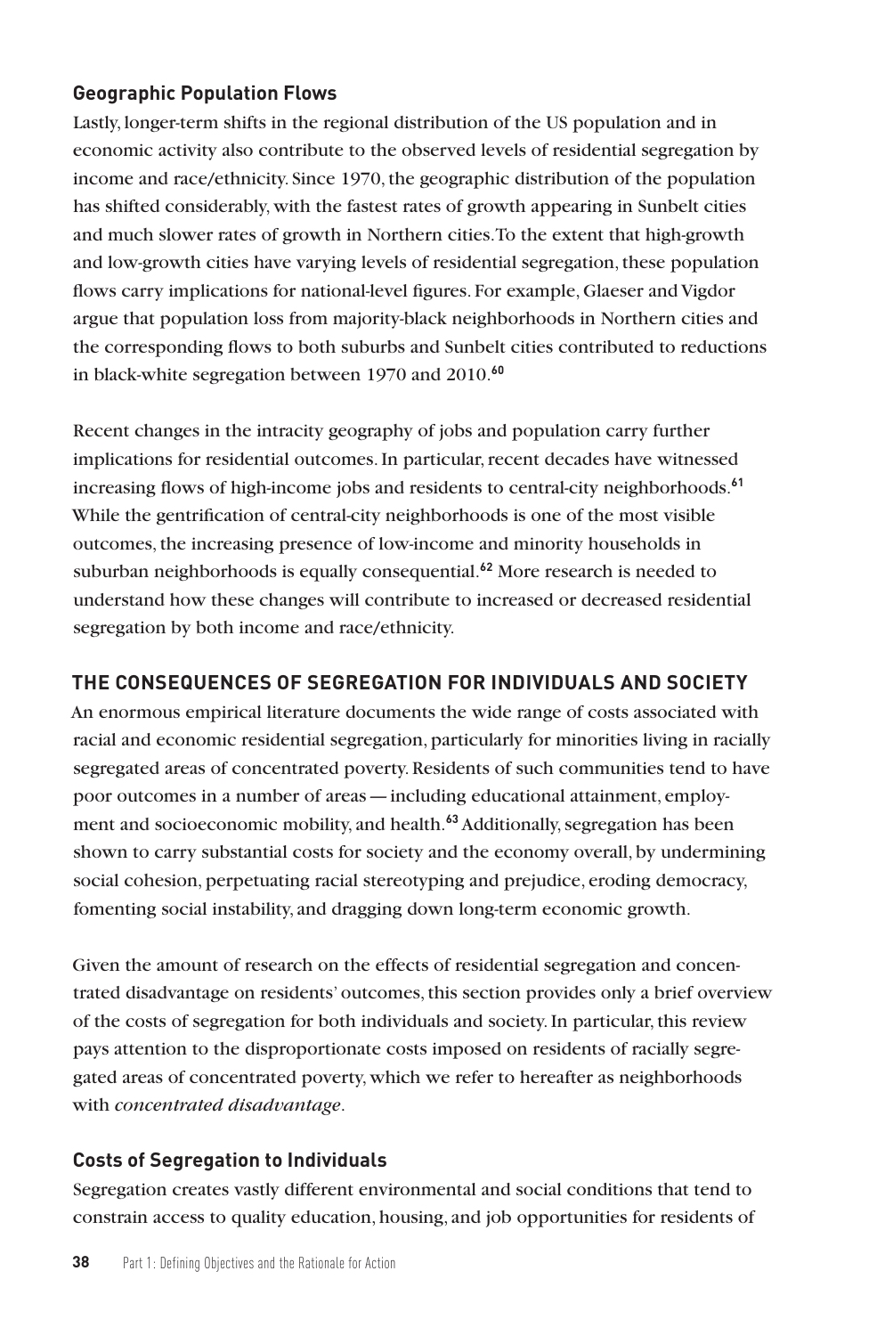### Geographic Population Flows

Lastly, longer-term shifts in the regional distribution of the US population and in economic activity also contribute to the observed levels of residential segregation by income and race/ethnicity. Since 1970, the geographic distribution of the population has shifted considerably, with the fastest rates of growth appearing in Sunbelt cities and much slower rates of growth in Northern cities. To the extent that high-growth and low-growth cities have varying levels of residential segregation, these population flows carry implications for national-level figures. For example, Glaeser and Vigdor argue that population loss from majority-black neighborhoods in Northern cities and the corresponding flows to both suburbs and Sunbelt cities contributed to reductions in black-white segregation between 1970 and 2010.[60]

Recent changes in the intracity geography of jobs and population carry further implications for residential outcomes. In particular, recent decades have witnessed increasing flows of high-income jobs and residents to central-city neighborhoods.[61] While the gentrification of central-city neighborhoods is one of the most visible outcomes, the increasing presence of low-income and minority households in suburban neighborhoods is equally consequential.[62] More research is needed to understand how these changes will contribute to increased or decreased residential segregation by both income and race/ethnicity.

## THE CONSEQUENCES OF SEGREGATION FOR INDIVIDUALS AND SOCIETY

An enormous empirical literature documents the wide range of costs associated with racial and economic residential segregation, particularly for minorities living in racially segregated areas of concentrated poverty. Residents of such communities tend to have poor outcomes in a number of areas — including educational attainment, employment and socioeconomic mobility, and health.[63] Additionally, segregation has been shown to carry substantial costs for society and the economy overall, by undermining social cohesion, perpetuating racial stereotyping and prejudice, eroding democracy, fomenting social instability, and dragging down long-term economic growth.

Given the amount of research on the effects of residential segregation and concentrated disadvantage on residents' outcomes, this section provides only a brief overview of the costs of segregation for both individuals and society. In particular, this review pays attention to the disproportionate costs imposed on residents of racially segregated areas of concentrated poverty, which we refer to hereafter as neighborhoods with *concentrated disadvantage*.

### Costs of Segregation to Individuals

Segregation creates vastly different environmental and social conditions that tend to constrain access to quality education, housing, and job opportunities for residents of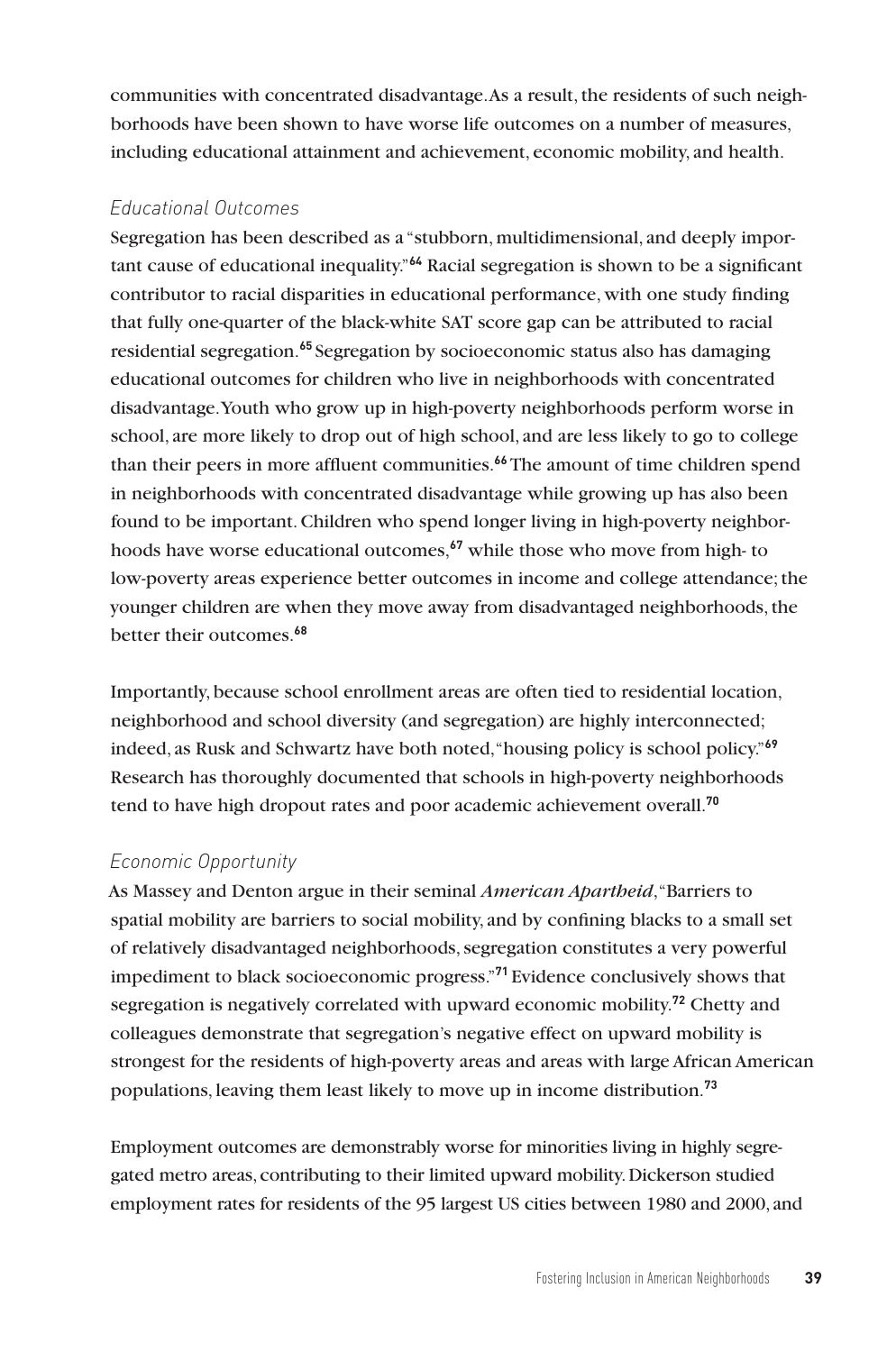communities with concentrated disadvantage. As a result, the residents of such neighborhoods have been shown to have worse life outcomes on a number of measures, including educational attainment and achievement, economic mobility, and health.

### *Educational Outcomes*

Segregation has been described as a "stubborn, multidimensional, and deeply important cause of educational inequality."[64] Racial segregation is shown to be a significant contributor to racial disparities in educational performance, with one study finding that fully one-quarter of the black-white SAT score gap can be attributed to racial residential segregation.[65] Segregation by socioeconomic status also has damaging educational outcomes for children who live in neighborhoods with concentrated disadvantage. Youth who grow up in high-poverty neighborhoods perform worse in school, are more likely to drop out of high school, and are less likely to go to college than their peers in more affluent communities.[66] The amount of time children spend in neighborhoods with concentrated disadvantage while growing up has also been found to be important. Children who spend longer living in high-poverty neighborhoods have worse educational outcomes,[67] while those who move from high- to low-poverty areas experience better outcomes in income and college attendance; the younger children are when they move away from disadvantaged neighborhoods, the better their outcomes.[68]

Importantly, because school enrollment areas are often tied to residential location, neighborhood and school diversity (and segregation) are highly interconnected; indeed, as Rusk and Schwartz have both noted, "housing policy is school policy."[69] Research has thoroughly documented that schools in high-poverty neighborhoods tend to have high dropout rates and poor academic achievement overall.[70]

### *Economic Opportunity*

As Massey and Denton argue in their seminal *American Apartheid*, "Barriers to spatial mobility are barriers to social mobility, and by confining blacks to a small set of relatively disadvantaged neighborhoods, segregation constitutes a very powerful impediment to black socioeconomic progress."[71] Evidence conclusively shows that segregation is negatively correlated with upward economic mobility.[72] Chetty and colleagues demonstrate that segregation's negative effect on upward mobility is strongest for the residents of high-poverty areas and areas with large African American populations, leaving them least likely to move up in income distribution.[73]

Employment outcomes are demonstrably worse for minorities living in highly segregated metro areas, contributing to their limited upward mobility. Dickerson studied employment rates for residents of the 95 largest US cities between 1980 and 2000, and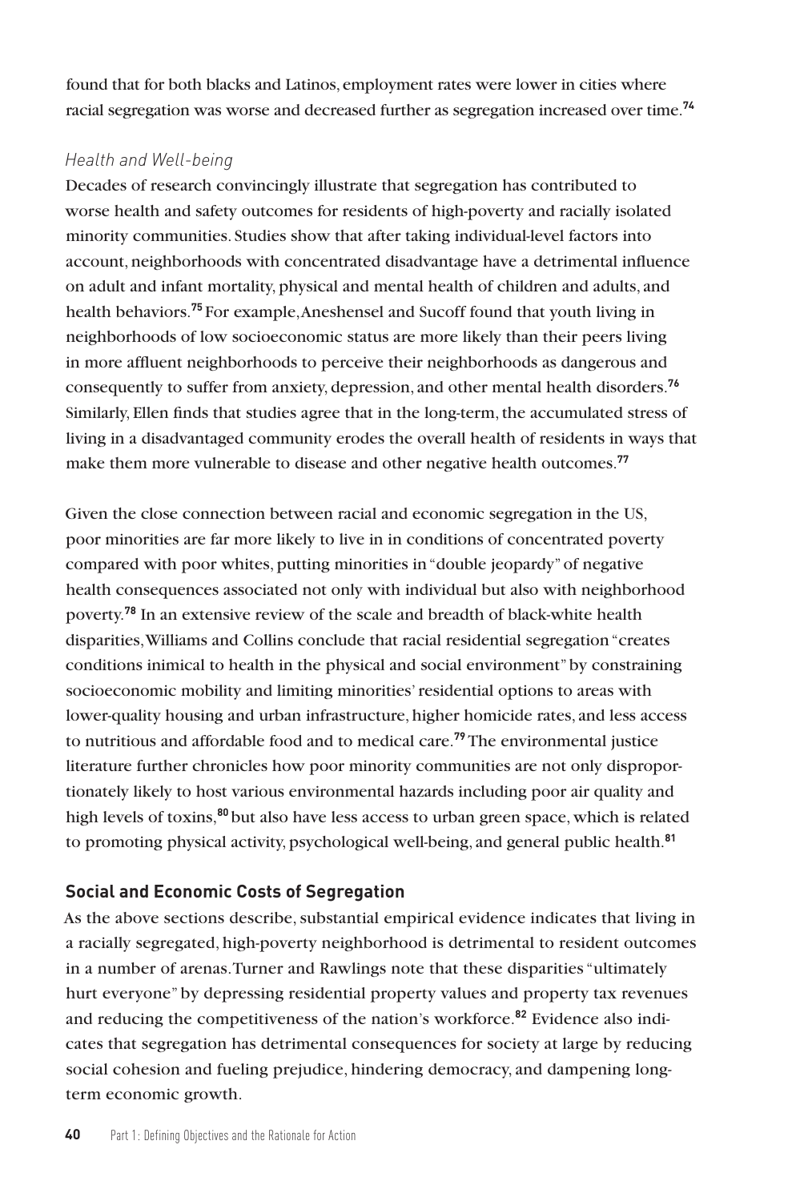found that for both blacks and Latinos, employment rates were lower in cities where racial segregation was worse and decreased further as segregation increased over time.[74]

### *Health and Well-being*

Decades of research convincingly illustrate that segregation has contributed to worse health and safety outcomes for residents of high-poverty and racially isolated minority communities. Studies show that after taking individual-level factors into account, neighborhoods with concentrated disadvantage have a detrimental influence on adult and infant mortality, physical and mental health of children and adults, and health behaviors.[75] For example, Aneshensel and Sucoff found that youth living in neighborhoods of low socioeconomic status are more likely than their peers living in more affluent neighborhoods to perceive their neighborhoods as dangerous and consequently to suffer from anxiety, depression, and other mental health disorders.[76] Similarly, Ellen finds that studies agree that in the long-term, the accumulated stress of living in a disadvantaged community erodes the overall health of residents in ways that make them more vulnerable to disease and other negative health outcomes.[77]

Given the close connection between racial and economic segregation in the US, poor minorities are far more likely to live in in conditions of concentrated poverty compared with poor whites, putting minorities in "double jeopardy" of negative health consequences associated not only with individual but also with neighborhood poverty.[78] In an extensive review of the scale and breadth of black-white health disparities, Williams and Collins conclude that racial residential segregation "creates conditions inimical to health in the physical and social environment" by constraining socioeconomic mobility and limiting minorities' residential options to areas with lower-quality housing and urban infrastructure, higher homicide rates, and less access to nutritious and affordable food and to medical care.[79] The environmental justice literature further chronicles how poor minority communities are not only disproportionately likely to host various environmental hazards including poor air quality and high levels of toxins,[80] but also have less access to urban green space, which is related to promoting physical activity, psychological well-being, and general public health.[81]

## **Social and Economic Costs of Segregation**

As the above sections describe, substantial empirical evidence indicates that living in a racially segregated, high-poverty neighborhood is detrimental to resident outcomes in a number of arenas. Turner and Rawlings note that these disparities "ultimately hurt everyone" by depressing residential property values and property tax revenues and reducing the competitiveness of the nation's workforce.[82] Evidence also indicates that segregation has detrimental consequences for society at large by reducing social cohesion and fueling prejudice, hindering democracy, and dampening long-term economic growth.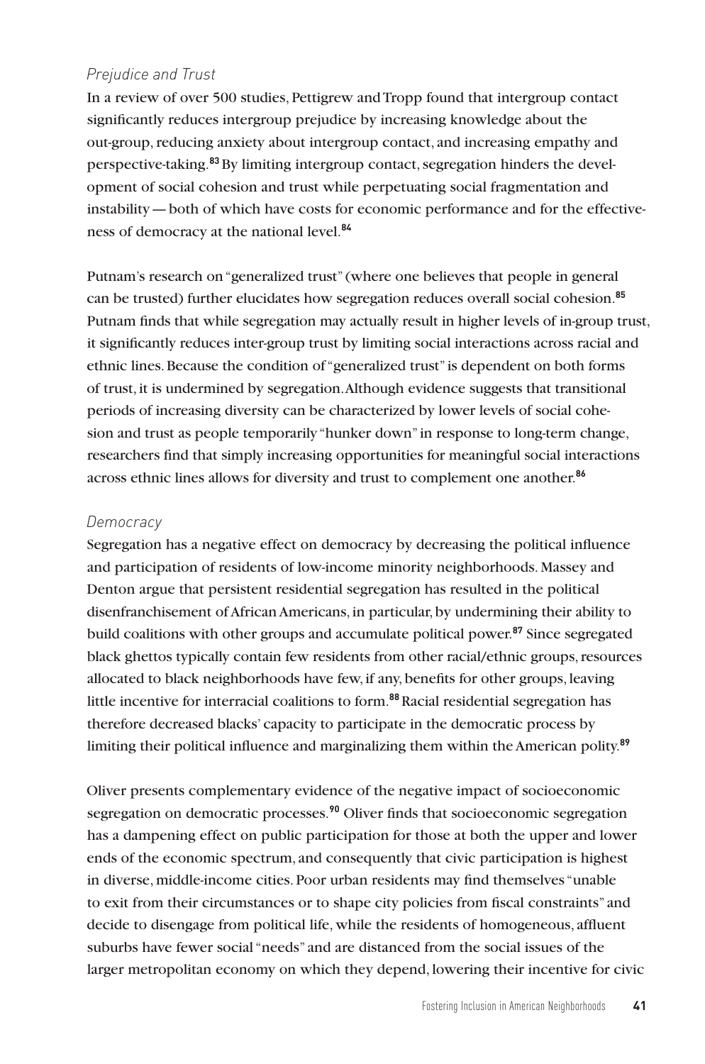*Prejudice and Trust*

In a review of over 500 studies, Pettigrew and Tropp found that intergroup contact significantly reduces intergroup prejudice by increasing knowledge about the out-group, reducing anxiety about intergroup contact, and increasing empathy and perspective-taking.[83] By limiting intergroup contact, segregation hinders the development of social cohesion and trust while perpetuating social fragmentation and instability — both of which have costs for economic performance and for the effectiveness of democracy at the national level.[84]

Putnam's research on "generalized trust" (where one believes that people in general can be trusted) further elucidates how segregation reduces overall social cohesion.[85] Putnam finds that while segregation may actually result in higher levels of in-group trust, it significantly reduces inter-group trust by limiting social interactions across racial and ethnic lines. Because the condition of "generalized trust" is dependent on both forms of trust, it is undermined by segregation. Although evidence suggests that transitional periods of increasing diversity can be characterized by lower levels of social cohesion and trust as people temporarily "hunker down" in response to long-term change, researchers find that simply increasing opportunities for meaningful social interactions across ethnic lines allows for diversity and trust to complement one another.[86]

*Democracy*

Segregation has a negative effect on democracy by decreasing the political influence and participation of residents of low-income minority neighborhoods. Massey and Denton argue that persistent residential segregation has resulted in the political disenfranchisement of African Americans, in particular, by undermining their ability to build coalitions with other groups and accumulate political power.[87] Since segregated black ghettos typically contain few residents from other racial/ethnic groups, resources allocated to black neighborhoods have few, if any, benefits for other groups, leaving little incentive for interracial coalitions to form.[88] Racial residential segregation has therefore decreased blacks' capacity to participate in the democratic process by limiting their political influence and marginalizing them within the American polity.[89]

Oliver presents complementary evidence of the negative impact of socioeconomic segregation on democratic processes.[90] Oliver finds that socioeconomic segregation has a dampening effect on public participation for those at both the upper and lower ends of the economic spectrum, and consequently that civic participation is highest in diverse, middle-income cities. Poor urban residents may find themselves "unable to exit from their circumstances or to shape city policies from fiscal constraints" and decide to disengage from political life, while the residents of homogeneous, affluent suburbs have fewer social "needs" and are distanced from the social issues of the larger metropolitan economy on which they depend, lowering their incentive for civic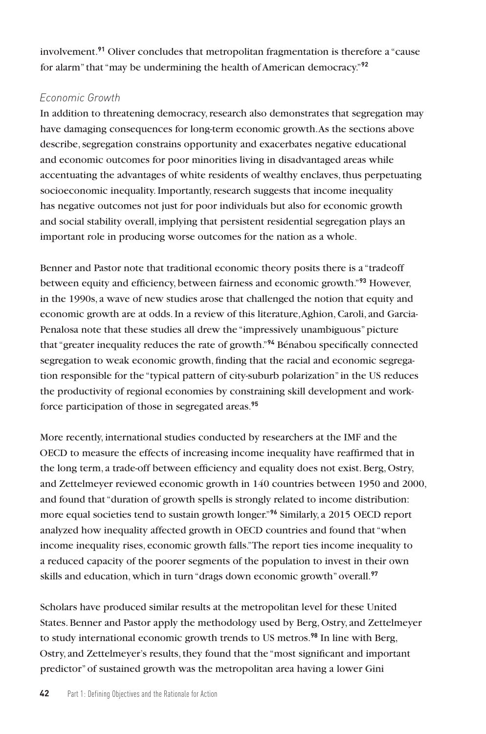involvement.[91] Oliver concludes that metropolitan fragmentation is therefore a "cause for alarm" that "may be undermining the health of American democracy."[92]

### *Economic Growth*

In addition to threatening democracy, research also demonstrates that segregation may have damaging consequences for long-term economic growth. As the sections above describe, segregation constrains opportunity and exacerbates negative educational and economic outcomes for poor minorities living in disadvantaged areas while accentuating the advantages of white residents of wealthy enclaves, thus perpetuating socioeconomic inequality. Importantly, research suggests that income inequality has negative outcomes not just for poor individuals but also for economic growth and social stability overall, implying that persistent residential segregation plays an important role in producing worse outcomes for the nation as a whole.

Benner and Pastor note that traditional economic theory posits there is a "tradeoff between equity and efficiency, between fairness and economic growth."[93] However, in the 1990s, a wave of new studies arose that challenged the notion that equity and economic growth are at odds. In a review of this literature, Aghion, Caroli, and Garcia-Penalosa note that these studies all drew the "impressively unambiguous" picture that "greater inequality reduces the rate of growth."[94] Bénabou specifically connected segregation to weak economic growth, finding that the racial and economic segregation responsible for the "typical pattern of city-suburb polarization" in the US reduces the productivity of regional economies by constraining skill development and workforce participation of those in segregated areas.[95]

More recently, international studies conducted by researchers at the IMF and the OECD to measure the effects of increasing income inequality have reaffirmed that in the long term, a trade-off between efficiency and equality does not exist. Berg, Ostry, and Zettelmeyer reviewed economic growth in 140 countries between 1950 and 2000, and found that "duration of growth spells is strongly related to income distribution: more equal societies tend to sustain growth longer."[96] Similarly, a 2015 OECD report analyzed how inequality affected growth in OECD countries and found that "when income inequality rises, economic growth falls." The report ties income inequality to a reduced capacity of the poorer segments of the population to invest in their own skills and education, which in turn "drags down economic growth" overall.[97]

Scholars have produced similar results at the metropolitan level for these United States. Benner and Pastor apply the methodology used by Berg, Ostry, and Zettelmeyer to study international economic growth trends to US metros.[98] In line with Berg, Ostry, and Zettelmeyer's results, they found that the "most significant and important predictor" of sustained growth was the metropolitan area having a lower Gini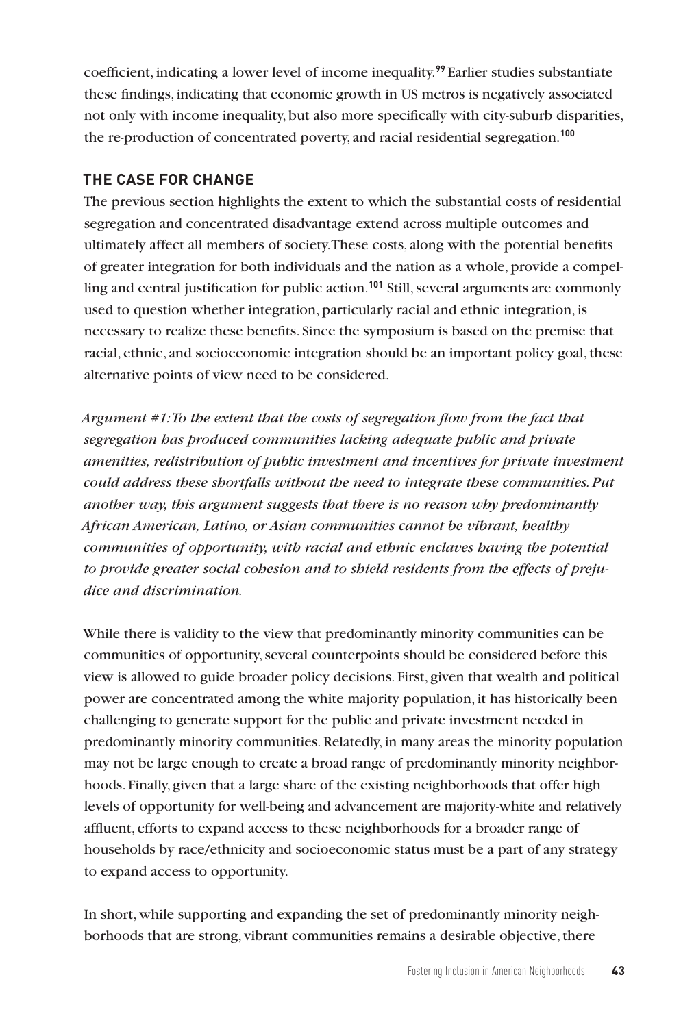coefficient, indicating a lower level of income inequality.[99] Earlier studies substantiate these findings, indicating that economic growth in US metros is negatively associated not only with income inequality, but also more specifically with city-suburb disparities, the re-production of concentrated poverty, and racial residential segregation.[100]

## THE CASE FOR CHANGE

The previous section highlights the extent to which the substantial costs of residential segregation and concentrated disadvantage extend across multiple outcomes and ultimately affect all members of society. These costs, along with the potential benefits of greater integration for both individuals and the nation as a whole, provide a compelling and central justification for public action.[101] Still, several arguments are commonly used to question whether integration, particularly racial and ethnic integration, is necessary to realize these benefits. Since the symposium is based on the premise that racial, ethnic, and socioeconomic integration should be an important policy goal, these alternative points of view need to be considered.

***Argument #1: To the extent that the costs of segregation flow from the fact that segregation has produced communities lacking adequate public and private amenities, redistribution of public investment and incentives for private investment could address these shortfalls without the need to integrate these communities. Put another way, this argument suggests that there is no reason why predominantly African American, Latino, or Asian communities cannot be vibrant, healthy communities of opportunity, with racial and ethnic enclaves having the potential to provide greater social cohesion and to shield residents from the effects of prejudice and discrimination.***

While there is validity to the view that predominantly minority communities can be communities of opportunity, several counterpoints should be considered before this view is allowed to guide broader policy decisions. First, given that wealth and political power are concentrated among the white majority population, it has historically been challenging to generate support for the public and private investment needed in predominantly minority communities. Relatedly, in many areas the minority population may not be large enough to create a broad range of predominantly minority neighborhoods. Finally, given that a large share of the existing neighborhoods that offer high levels of opportunity for well-being and advancement are majority-white and relatively affluent, efforts to expand access to these neighborhoods for a broader range of households by race/ethnicity and socioeconomic status must be a part of any strategy to expand access to opportunity.

In short, while supporting and expanding the set of predominantly minority neighborhoods that are strong, vibrant communities remains a desirable objective, there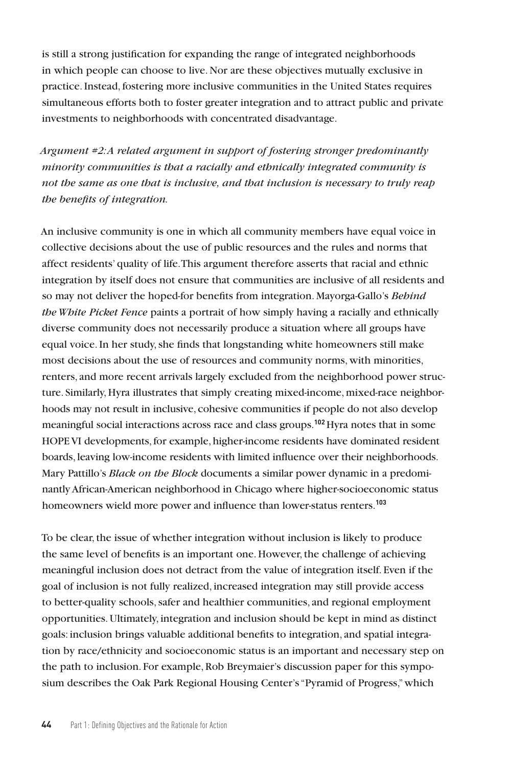is still a strong justification for expanding the range of integrated neighborhoods in which people can choose to live. Nor are these objectives mutually exclusive in practice. Instead, fostering more inclusive communities in the United States requires simultaneous efforts both to foster greater integration and to attract public and private investments to neighborhoods with concentrated disadvantage.

*Argument #2: A related argument in support of fostering stronger predominantly minority communities is that a racially and ethnically integrated community is not the same as one that is inclusive, and that inclusion is necessary to truly reap the benefits of integration.*

An inclusive community is one in which all community members have equal voice in collective decisions about the use of public resources and the rules and norms that affect residents' quality of life. This argument therefore asserts that racial and ethnic integration by itself does not ensure that communities are inclusive of all residents and so may not deliver the hoped-for benefits from integration. Mayorga-Gallo's *Behind the White Picket Fence* paints a portrait of how simply having a racially and ethnically diverse community does not necessarily produce a situation where all groups have equal voice. In her study, she finds that longstanding white homeowners still make most decisions about the use of resources and community norms, with minorities, renters, and more recent arrivals largely excluded from the neighborhood power structure. Similarly, Hyra illustrates that simply creating mixed-income, mixed-race neighborhoods may not result in inclusive, cohesive communities if people do not also develop meaningful social interactions across race and class groups.[102] Hyra notes that in some HOPE VI developments, for example, higher-income residents have dominated resident boards, leaving low-income residents with limited influence over their neighborhoods. Mary Pattillo's *Black on the Block* documents a similar power dynamic in a predominantly African-American neighborhood in Chicago where higher-socioeconomic status homeowners wield more power and influence than lower-status renters.[103]

To be clear, the issue of whether integration without inclusion is likely to produce the same level of benefits is an important one. However, the challenge of achieving meaningful inclusion does not detract from the value of integration itself. Even if the goal of inclusion is not fully realized, increased integration may still provide access to better-quality schools, safer and healthier communities, and regional employment opportunities. Ultimately, integration and inclusion should be kept in mind as distinct goals: inclusion brings valuable additional benefits to integration, and spatial integration by race/ethnicity and socioeconomic status is an important and necessary step on the path to inclusion. For example, Rob Breymaier's discussion paper for this symposium describes the Oak Park Regional Housing Center's "Pyramid of Progress," which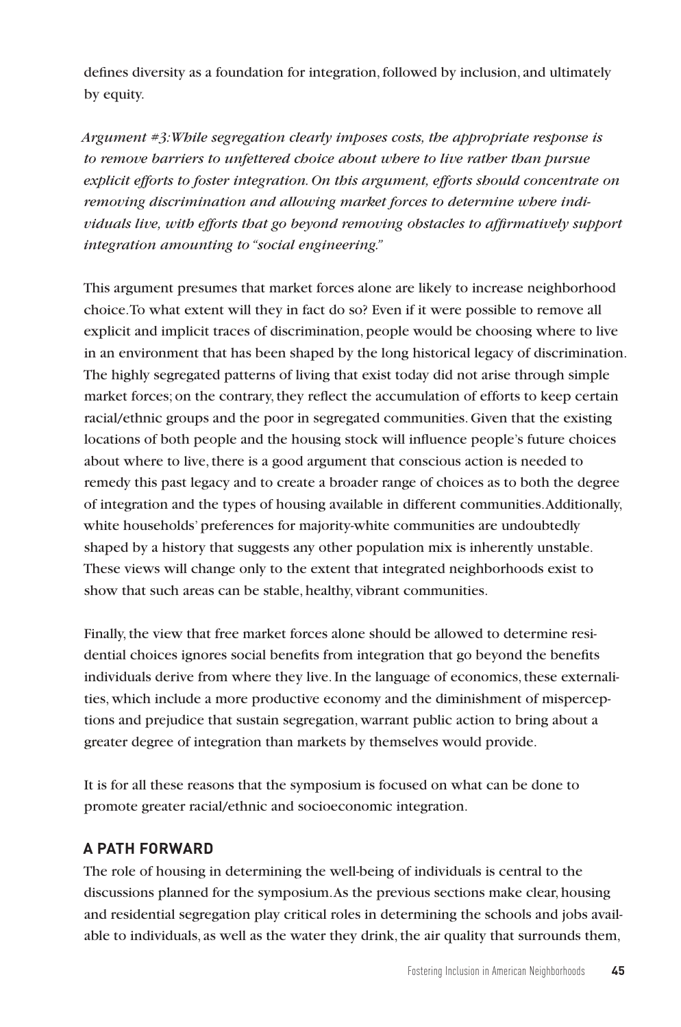defines diversity as a foundation for integration, followed by inclusion, and ultimately by equity.

*Argument #3: While segregation clearly imposes costs, the appropriate response is to remove barriers to unfettered choice about where to live rather than pursue explicit efforts to foster integration. On this argument, efforts should concentrate on removing discrimination and allowing market forces to determine where individuals live, with efforts that go beyond removing obstacles to affirmatively support integration amounting to "social engineering."*

This argument presumes that market forces alone are likely to increase neighborhood choice. To what extent will they in fact do so? Even if it were possible to remove all explicit and implicit traces of discrimination, people would be choosing where to live in an environment that has been shaped by the long historical legacy of discrimination. The highly segregated patterns of living that exist today did not arise through simple market forces; on the contrary, they reflect the accumulation of efforts to keep certain racial/ethnic groups and the poor in segregated communities. Given that the existing locations of both people and the housing stock will influence people's future choices about where to live, there is a good argument that conscious action is needed to remedy this past legacy and to create a broader range of choices as to both the degree of integration and the types of housing available in different communities. Additionally, white households' preferences for majority-white communities are undoubtedly shaped by a history that suggests any other population mix is inherently unstable. These views will change only to the extent that integrated neighborhoods exist to show that such areas can be stable, healthy, vibrant communities.

Finally, the view that free market forces alone should be allowed to determine residential choices ignores social benefits from integration that go beyond the benefits individuals derive from where they live. In the language of economics, these externalities, which include a more productive economy and the diminishment of misperceptions and prejudice that sustain segregation, warrant public action to bring about a greater degree of integration than markets by themselves would provide.

It is for all these reasons that the symposium is focused on what can be done to promote greater racial/ethnic and socioeconomic integration.

## A PATH FORWARD

The role of housing in determining the well-being of individuals is central to the discussions planned for the symposium. As the previous sections make clear, housing and residential segregation play critical roles in determining the schools and jobs available to individuals, as well as the water they drink, the air quality that surrounds them,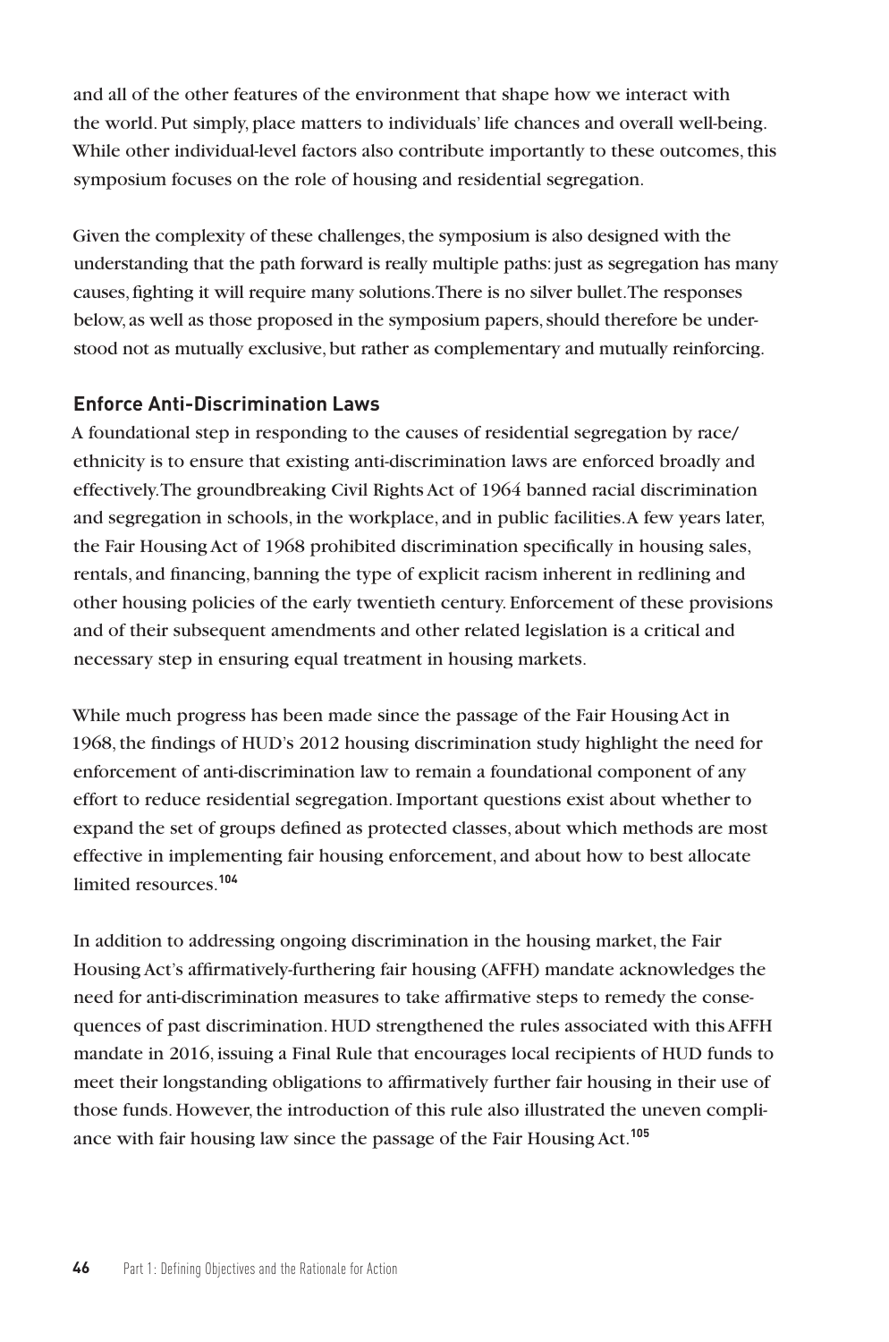and all of the other features of the environment that shape how we interact with the world. Put simply, place matters to individuals' life chances and overall well-being. While other individual-level factors also contribute importantly to these outcomes, this symposium focuses on the role of housing and residential segregation.

Given the complexity of these challenges, the symposium is also designed with the understanding that the path forward is really multiple paths: just as segregation has many causes, fighting it will require many solutions. There is no silver bullet. The responses below, as well as those proposed in the symposium papers, should therefore be understood not as mutually exclusive, but rather as complementary and mutually reinforcing.

### Enforce Anti-Discrimination Laws

A foundational step in responding to the causes of residential segregation by race/ethnicity is to ensure that existing anti-discrimination laws are enforced broadly and effectively. The groundbreaking Civil Rights Act of 1964 banned racial discrimination and segregation in schools, in the workplace, and in public facilities. A few years later, the Fair Housing Act of 1968 prohibited discrimination specifically in housing sales, rentals, and financing, banning the type of explicit racism inherent in redlining and other housing policies of the early twentieth century. Enforcement of these provisions and of their subsequent amendments and other related legislation is a critical and necessary step in ensuring equal treatment in housing markets.

While much progress has been made since the passage of the Fair Housing Act in 1968, the findings of HUD's 2012 housing discrimination study highlight the need for enforcement of anti-discrimination law to remain a foundational component of any effort to reduce residential segregation. Important questions exist about whether to expand the set of groups defined as protected classes, about which methods are most effective in implementing fair housing enforcement, and about how to best allocate limited resources.[104]

In addition to addressing ongoing discrimination in the housing market, the Fair Housing Act's affirmatively-furthering fair housing (AFFH) mandate acknowledges the need for anti-discrimination measures to take affirmative steps to remedy the consequences of past discrimination. HUD strengthened the rules associated with this AFFH mandate in 2016, issuing a Final Rule that encourages local recipients of HUD funds to meet their longstanding obligations to affirmatively further fair housing in their use of those funds. However, the introduction of this rule also illustrated the uneven compliance with fair housing law since the passage of the Fair Housing Act.[105]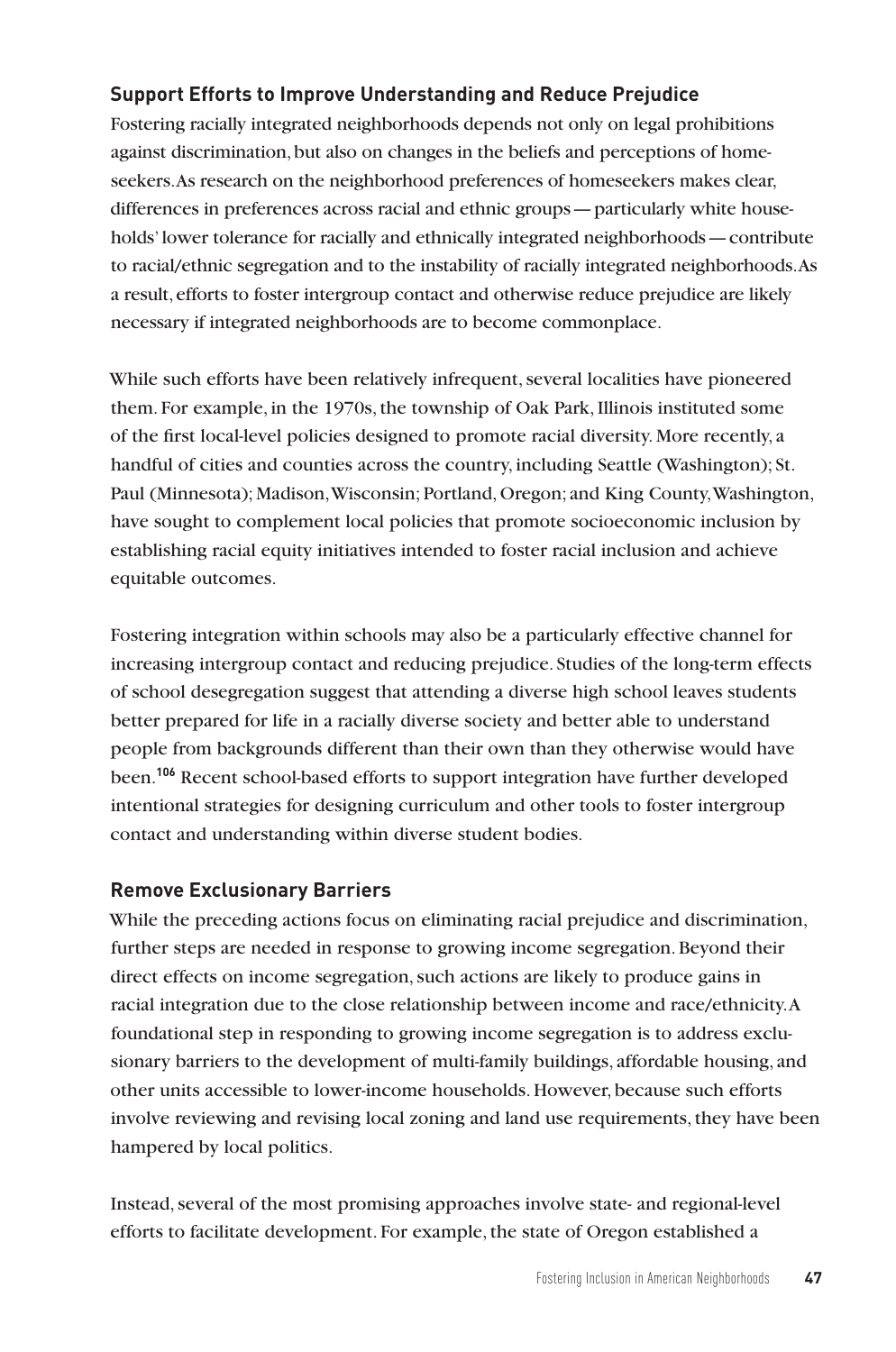### Support Efforts to Improve Understanding and Reduce Prejudice

Fostering racially integrated neighborhoods depends not only on legal prohibitions against discrimination, but also on changes in the beliefs and perceptions of homeseekers. As research on the neighborhood preferences of homeseekers makes clear, differences in preferences across racial and ethnic groups — particularly white households' lower tolerance for racially and ethnically integrated neighborhoods — contribute to racial/ethnic segregation and to the instability of racially integrated neighborhoods. As a result, efforts to foster intergroup contact and otherwise reduce prejudice are likely necessary if integrated neighborhoods are to become commonplace.

While such efforts have been relatively infrequent, several localities have pioneered them. For example, in the 1970s, the township of Oak Park, Illinois instituted some of the first local-level policies designed to promote racial diversity. More recently, a handful of cities and counties across the country, including Seattle (Washington); St. Paul (Minnesota); Madison, Wisconsin; Portland, Oregon; and King County, Washington, have sought to complement local policies that promote socioeconomic inclusion by establishing racial equity initiatives intended to foster racial inclusion and achieve equitable outcomes.

Fostering integration within schools may also be a particularly effective channel for increasing intergroup contact and reducing prejudice. Studies of the long-term effects of school desegregation suggest that attending a diverse high school leaves students better prepared for life in a racially diverse society and better able to understand people from backgrounds different than their own than they otherwise would have been.[106] Recent school-based efforts to support integration have further developed intentional strategies for designing curriculum and other tools to foster intergroup contact and understanding within diverse student bodies.

### Remove Exclusionary Barriers

While the preceding actions focus on eliminating racial prejudice and discrimination, further steps are needed in response to growing income segregation. Beyond their direct effects on income segregation, such actions are likely to produce gains in racial integration due to the close relationship between income and race/ethnicity. A foundational step in responding to growing income segregation is to address exclusionary barriers to the development of multi-family buildings, affordable housing, and other units accessible to lower-income households. However, because such efforts involve reviewing and revising local zoning and land use requirements, they have been hampered by local politics.

Instead, several of the most promising approaches involve state- and regional-level efforts to facilitate development. For example, the state of Oregon established a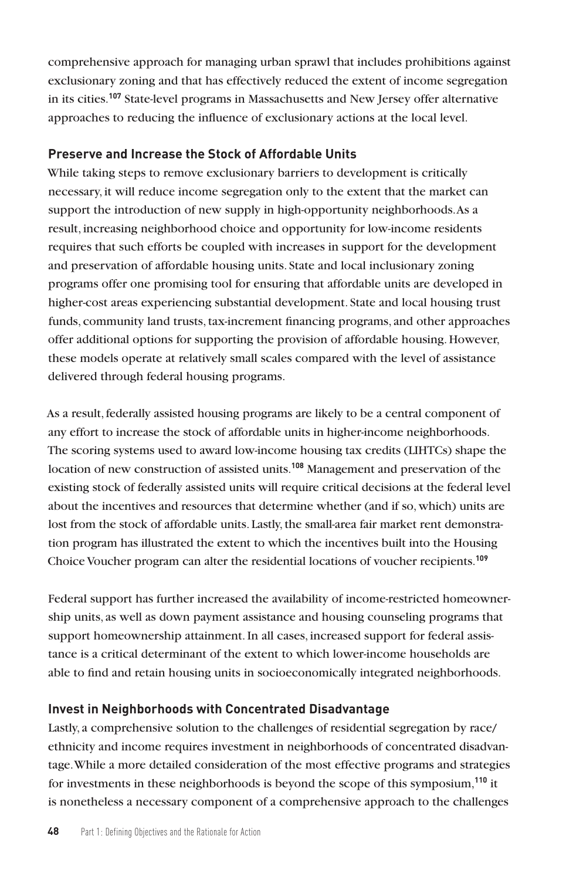comprehensive approach for managing urban sprawl that includes prohibitions against exclusionary zoning and that has effectively reduced the extent of income segregation in its cities.[107] State-level programs in Massachusetts and New Jersey offer alternative approaches to reducing the influence of exclusionary actions at the local level.

### Preserve and Increase the Stock of Affordable Units

While taking steps to remove exclusionary barriers to development is critically necessary, it will reduce income segregation only to the extent that the market can support the introduction of new supply in high-opportunity neighborhoods. As a result, increasing neighborhood choice and opportunity for low-income residents requires that such efforts be coupled with increases in support for the development and preservation of affordable housing units. State and local inclusionary zoning programs offer one promising tool for ensuring that affordable units are developed in higher-cost areas experiencing substantial development. State and local housing trust funds, community land trusts, tax-increment financing programs, and other approaches offer additional options for supporting the provision of affordable housing. However, these models operate at relatively small scales compared with the level of assistance delivered through federal housing programs.

As a result, federally assisted housing programs are likely to be a central component of any effort to increase the stock of affordable units in higher-income neighborhoods. The scoring systems used to award low-income housing tax credits (LIHTCs) shape the location of new construction of assisted units.[108] Management and preservation of the existing stock of federally assisted units will require critical decisions at the federal level about the incentives and resources that determine whether (and if so, which) units are lost from the stock of affordable units. Lastly, the small-area fair market rent demonstration program has illustrated the extent to which the incentives built into the Housing Choice Voucher program can alter the residential locations of voucher recipients.[109]

Federal support has further increased the availability of income-restricted homeownership units, as well as down payment assistance and housing counseling programs that support homeownership attainment. In all cases, increased support for federal assistance is a critical determinant of the extent to which lower-income households are able to find and retain housing units in socioeconomically integrated neighborhoods.

### Invest in Neighborhoods with Concentrated Disadvantage

Lastly, a comprehensive solution to the challenges of residential segregation by race/ethnicity and income requires investment in neighborhoods of concentrated disadvantage. While a more detailed consideration of the most effective programs and strategies for investments in these neighborhoods is beyond the scope of this symposium,[110] it is nonetheless a necessary component of a comprehensive approach to the challenges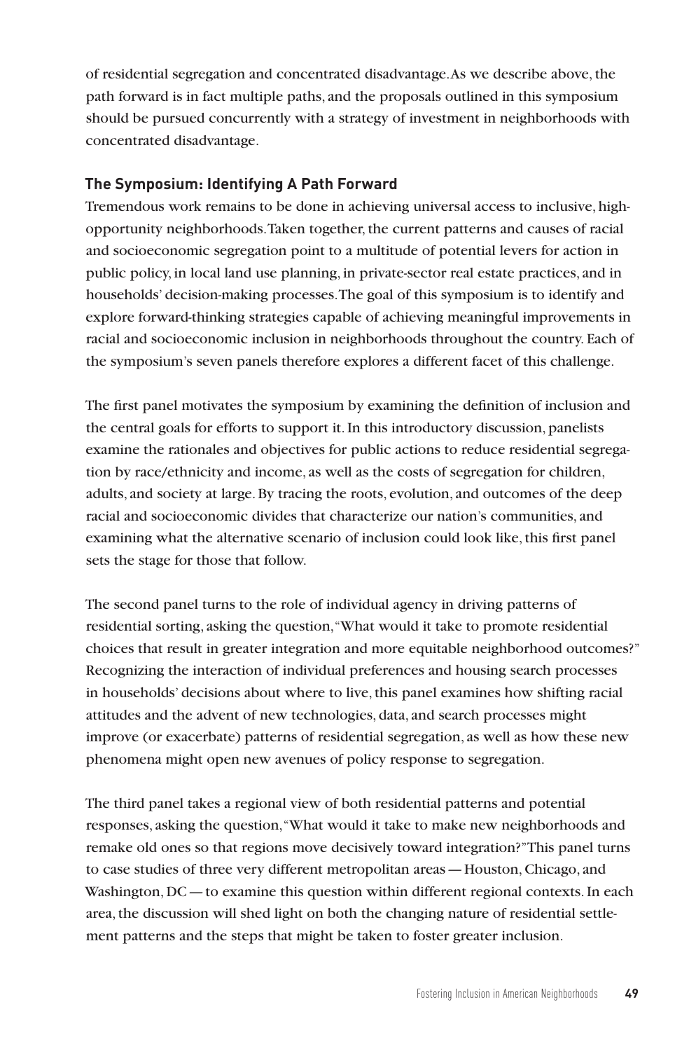of residential segregation and concentrated disadvantage. As we describe above, the path forward is in fact multiple paths, and the proposals outlined in this symposium should be pursued concurrently with a strategy of investment in neighborhoods with concentrated disadvantage.

## The Symposium: Identifying A Path Forward

Tremendous work remains to be done in achieving universal access to inclusive, high-opportunity neighborhoods. Taken together, the current patterns and causes of racial and socioeconomic segregation point to a multitude of potential levers for action in public policy, in local land use planning, in private-sector real estate practices, and in households' decision-making processes. The goal of this symposium is to identify and explore forward-thinking strategies capable of achieving meaningful improvements in racial and socioeconomic inclusion in neighborhoods throughout the country. Each of the symposium's seven panels therefore explores a different facet of this challenge.

The first panel motivates the symposium by examining the definition of inclusion and the central goals for efforts to support it. In this introductory discussion, panelists examine the rationales and objectives for public actions to reduce residential segregation by race/ethnicity and income, as well as the costs of segregation for children, adults, and society at large. By tracing the roots, evolution, and outcomes of the deep racial and socioeconomic divides that characterize our nation's communities, and examining what the alternative scenario of inclusion could look like, this first panel sets the stage for those that follow.

The second panel turns to the role of individual agency in driving patterns of residential sorting, asking the question, "What would it take to promote residential choices that result in greater integration and more equitable neighborhood outcomes?" Recognizing the interaction of individual preferences and housing search processes in households' decisions about where to live, this panel examines how shifting racial attitudes and the advent of new technologies, data, and search processes might improve (or exacerbate) patterns of residential segregation, as well as how these new phenomena might open new avenues of policy response to segregation.

The third panel takes a regional view of both residential patterns and potential responses, asking the question, "What would it take to make new neighborhoods and remake old ones so that regions move decisively toward integration?" This panel turns to case studies of three very different metropolitan areas — Houston, Chicago, and Washington, DC — to examine this question within different regional contexts. In each area, the discussion will shed light on both the changing nature of residential settlement patterns and the steps that might be taken to foster greater inclusion.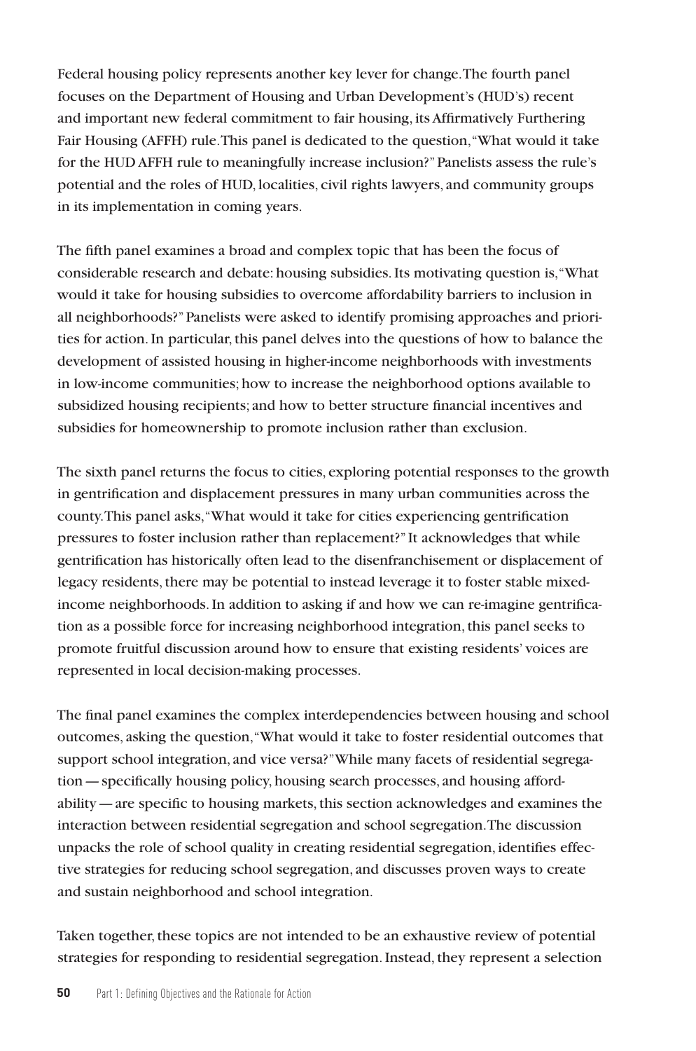Federal housing policy represents another key lever for change. The fourth panel focuses on the Department of Housing and Urban Development's (HUD's) recent and important new federal commitment to fair housing, its Affirmatively Furthering Fair Housing (AFFH) rule. This panel is dedicated to the question, "What would it take for the HUD AFFH rule to meaningfully increase inclusion?" Panelists assess the rule's potential and the roles of HUD, localities, civil rights lawyers, and community groups in its implementation in coming years.

The fifth panel examines a broad and complex topic that has been the focus of considerable research and debate: housing subsidies. Its motivating question is, "What would it take for housing subsidies to overcome affordability barriers to inclusion in all neighborhoods?" Panelists were asked to identify promising approaches and priorities for action. In particular, this panel delves into the questions of how to balance the development of assisted housing in higher-income neighborhoods with investments in low-income communities; how to increase the neighborhood options available to subsidized housing recipients; and how to better structure financial incentives and subsidies for homeownership to promote inclusion rather than exclusion.

The sixth panel returns the focus to cities, exploring potential responses to the growth in gentrification and displacement pressures in many urban communities across the county. This panel asks, "What would it take for cities experiencing gentrification pressures to foster inclusion rather than replacement?" It acknowledges that while gentrification has historically often lead to the disenfranchisement or displacement of legacy residents, there may be potential to instead leverage it to foster stable mixed-income neighborhoods. In addition to asking if and how we can re-imagine gentrification as a possible force for increasing neighborhood integration, this panel seeks to promote fruitful discussion around how to ensure that existing residents' voices are represented in local decision-making processes.

The final panel examines the complex interdependencies between housing and school outcomes, asking the question, "What would it take to foster residential outcomes that support school integration, and vice versa?" While many facets of residential segregation — specifically housing policy, housing search processes, and housing affordability — are specific to housing markets, this section acknowledges and examines the interaction between residential segregation and school segregation. The discussion unpacks the role of school quality in creating residential segregation, identifies effective strategies for reducing school segregation, and discusses proven ways to create and sustain neighborhood and school integration.

Taken together, these topics are not intended to be an exhaustive review of potential strategies for responding to residential segregation. Instead, they represent a selection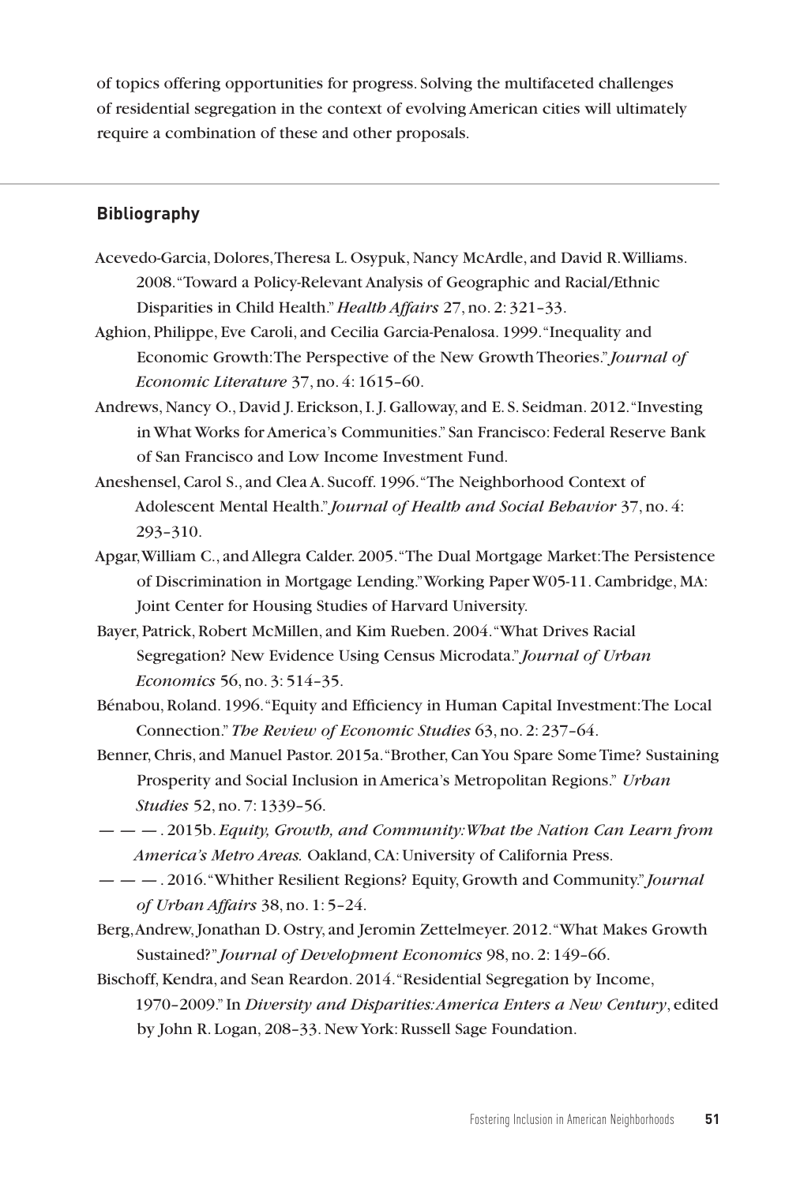of topics offering opportunities for progress. Solving the multifaceted challenges of residential segregation in the context of evolving American cities will ultimately require a combination of these and other proposals.

## Bibliography

Acevedo-Garcia, Dolores, Theresa L. Osypuk, Nancy McArdle, and David R. Williams. 2008. "Toward a Policy-Relevant Analysis of Geographic and Racial/Ethnic Disparities in Child Health." *Health Affairs* 27, no. 2: 321–33.

Aghion, Philippe, Eve Caroli, and Cecilia Garcia-Penalosa. 1999. "Inequality and Economic Growth: The Perspective of the New Growth Theories." *Journal of Economic Literature* 37, no. 4: 1615–60.

Andrews, Nancy O., David J. Erickson, I. J. Galloway, and E. S. Seidman. 2012. "Investing in What Works for America's Communities." San Francisco: Federal Reserve Bank of San Francisco and Low Income Investment Fund.

Aneshensel, Carol S., and Clea A. Sucoff. 1996. "The Neighborhood Context of Adolescent Mental Health." *Journal of Health and Social Behavior* 37, no. 4: 293–310.

Apgar, William C., and Allegra Calder. 2005. "The Dual Mortgage Market: The Persistence of Discrimination in Mortgage Lending." Working Paper W05-11. Cambridge, MA: Joint Center for Housing Studies of Harvard University.

Bayer, Patrick, Robert McMillen, and Kim Rueben. 2004. "What Drives Racial Segregation? New Evidence Using Census Microdata." *Journal of Urban Economics* 56, no. 3: 514–35.

Bénabou, Roland. 1996. "Equity and Efficiency in Human Capital Investment: The Local Connection." *The Review of Economic Studies* 63, no. 2: 237–64.

Benner, Chris, and Manuel Pastor. 2015a. "Brother, Can You Spare Some Time? Sustaining Prosperity and Social Inclusion in America's Metropolitan Regions." *Urban Studies* 52, no. 7: 1339–56.

— — —. 2015b. *Equity, Growth, and Community: What the Nation Can Learn from America's Metro Areas.* Oakland, CA: University of California Press.

— — —. 2016. "Whither Resilient Regions? Equity, Growth and Community." *Journal of Urban Affairs* 38, no. 1: 5–24.

Berg, Andrew, Jonathan D. Ostry, and Jeromin Zettelmeyer. 2012. "What Makes Growth Sustained?" *Journal of Development Economics* 98, no. 2: 149–66.

Bischoff, Kendra, and Sean Reardon. 2014. "Residential Segregation by Income, 1970–2009." In *Diversity and Disparities: America Enters a New Century*, edited by John R. Logan, 208–33. New York: Russell Sage Foundation.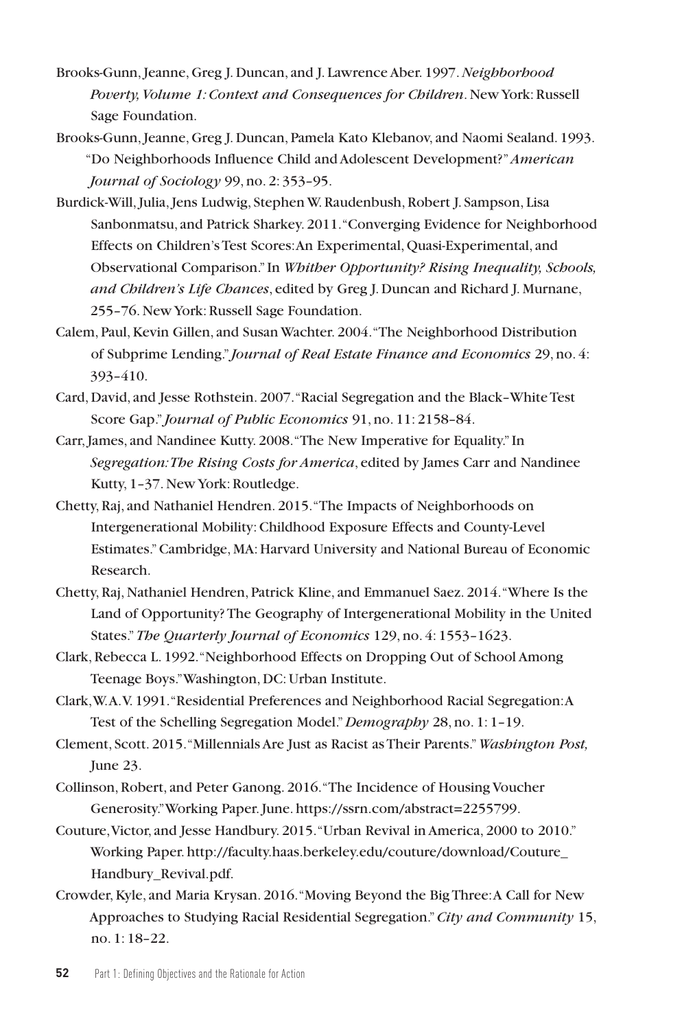Brooks-Gunn, Jeanne, Greg J. Duncan, and J. Lawrence Aber. 1997. *Neighborhood Poverty, Volume 1: Context and Consequences for Children*. New York: Russell Sage Foundation.

Brooks-Gunn, Jeanne, Greg J. Duncan, Pamela Kato Klebanov, and Naomi Sealand. 1993. "Do Neighborhoods Influence Child and Adolescent Development?" *American Journal of Sociology* 99, no. 2: 353–95.

Burdick-Will, Julia, Jens Ludwig, Stephen W. Raudenbush, Robert J. Sampson, Lisa Sanbonmatsu, and Patrick Sharkey. 2011. "Converging Evidence for Neighborhood Effects on Children's Test Scores: An Experimental, Quasi-Experimental, and Observational Comparison." In *Whither Opportunity? Rising Inequality, Schools, and Children's Life Chances*, edited by Greg J. Duncan and Richard J. Murnane, 255–76. New York: Russell Sage Foundation.

Calem, Paul, Kevin Gillen, and Susan Wachter. 2004. "The Neighborhood Distribution of Subprime Lending." *Journal of Real Estate Finance and Economics* 29, no. 4: 393–410.

Card, David, and Jesse Rothstein. 2007. "Racial Segregation and the Black–White Test Score Gap." *Journal of Public Economics* 91, no. 11: 2158–84.

Carr, James, and Nandinee Kutty. 2008. "The New Imperative for Equality." In *Segregation: The Rising Costs for America*, edited by James Carr and Nandinee Kutty, 1–37. New York: Routledge.

Chetty, Raj, and Nathaniel Hendren. 2015. "The Impacts of Neighborhoods on Intergenerational Mobility: Childhood Exposure Effects and County-Level Estimates." Cambridge, MA: Harvard University and National Bureau of Economic Research.

Chetty, Raj, Nathaniel Hendren, Patrick Kline, and Emmanuel Saez. 2014. "Where Is the Land of Opportunity? The Geography of Intergenerational Mobility in the United States." *The Quarterly Journal of Economics* 129, no. 4: 1553–1623.

Clark, Rebecca L. 1992. "Neighborhood Effects on Dropping Out of School Among Teenage Boys." Washington, DC: Urban Institute.

Clark, W. A. V. 1991. "Residential Preferences and Neighborhood Racial Segregation: A Test of the Schelling Segregation Model." *Demography* 28, no. 1: 1–19.

Clement, Scott. 2015. "Millennials Are Just as Racist as Their Parents." *Washington Post,* June 23.

Collinson, Robert, and Peter Ganong. 2016. "The Incidence of Housing Voucher Generosity." Working Paper. June. https://ssrn.com/abstract=2255799.

Couture, Victor, and Jesse Handbury. 2015. "Urban Revival in America, 2000 to 2010." Working Paper. http://faculty.haas.berkeley.edu/couture/download/Couture_Handbury_Revival.pdf.

Crowder, Kyle, and Maria Krysan. 2016. "Moving Beyond the Big Three: A Call for New Approaches to Studying Racial Residential Segregation." *City and Community* 15, no. 1: 18–22.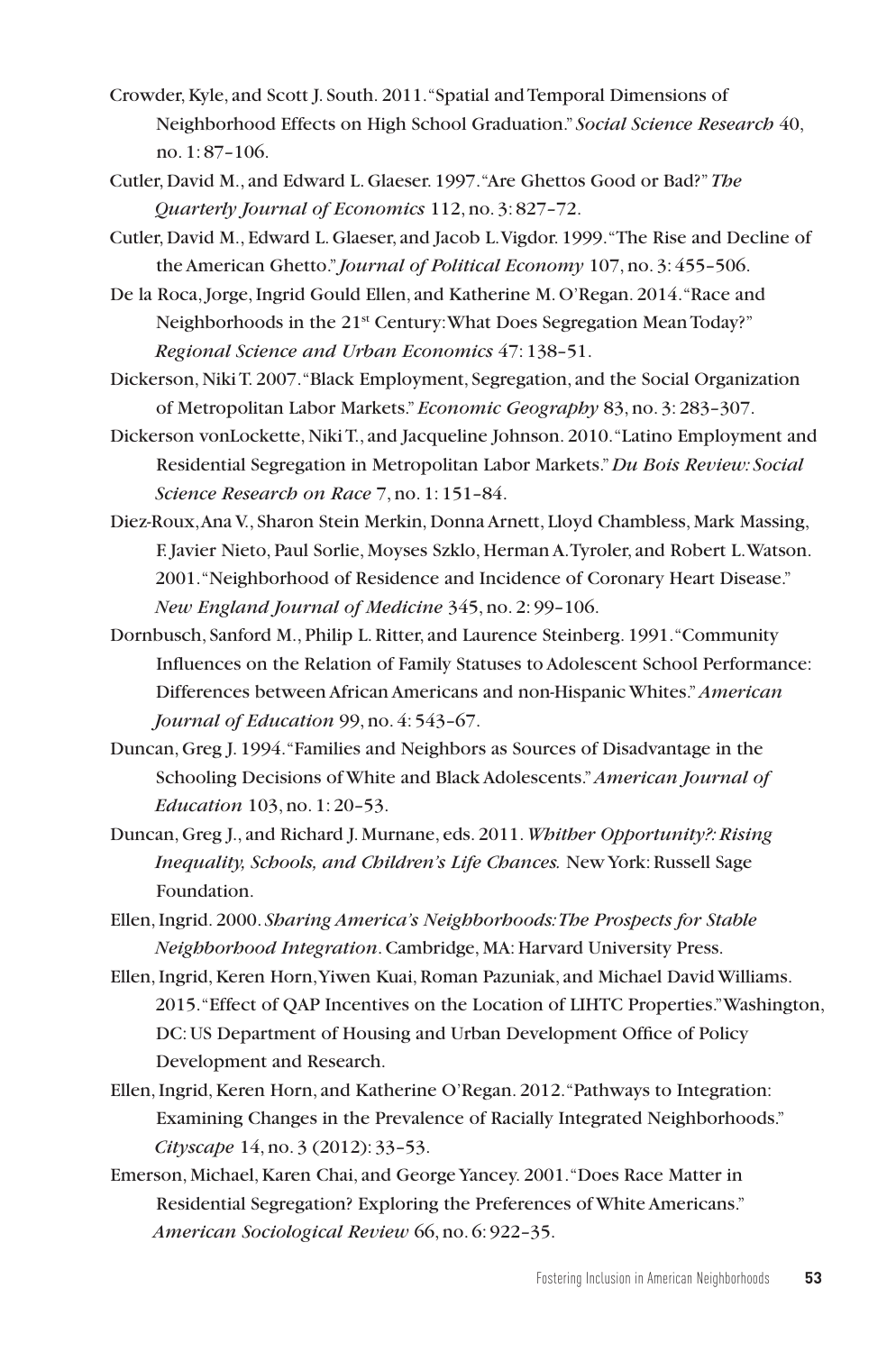Crowder, Kyle, and Scott J. South. 2011. "Spatial and Temporal Dimensions of Neighborhood Effects on High School Graduation." *Social Science Research* 40, no. 1: 87–106.

Cutler, David M., and Edward L. Glaeser. 1997. "Are Ghettos Good or Bad?" *The Quarterly Journal of Economics* 112, no. 3: 827–72.

Cutler, David M., Edward L. Glaeser, and Jacob L. Vigdor. 1999. "The Rise and Decline of the American Ghetto." *Journal of Political Economy* 107, no. 3: 455–506.

De la Roca, Jorge, Ingrid Gould Ellen, and Katherine M. O'Regan. 2014. "Race and Neighborhoods in the 21st Century: What Does Segregation Mean Today?" *Regional Science and Urban Economics* 47: 138–51.

Dickerson, Niki T. 2007. "Black Employment, Segregation, and the Social Organization of Metropolitan Labor Markets." *Economic Geography* 83, no. 3: 283–307.

Dickerson vonLockette, Niki T., and Jacqueline Johnson. 2010. "Latino Employment and Residential Segregation in Metropolitan Labor Markets." *Du Bois Review: Social Science Research on Race* 7, no. 1: 151–84.

Diez-Roux, Ana V., Sharon Stein Merkin, Donna Arnett, Lloyd Chambless, Mark Massing, F. Javier Nieto, Paul Sorlie, Moyses Szklo, Herman A. Tyroler, and Robert L. Watson. 2001. "Neighborhood of Residence and Incidence of Coronary Heart Disease." *New England Journal of Medicine* 345, no. 2: 99–106.

Dornbusch, Sanford M., Philip L. Ritter, and Laurence Steinberg. 1991. "Community Influences on the Relation of Family Statuses to Adolescent School Performance: Differences between African Americans and non-Hispanic Whites." *American Journal of Education* 99, no. 4: 543–67.

Duncan, Greg J. 1994. "Families and Neighbors as Sources of Disadvantage in the Schooling Decisions of White and Black Adolescents." *American Journal of Education* 103, no. 1: 20–53.

Duncan, Greg J., and Richard J. Murnane, eds. 2011. *Whither Opportunity?: Rising Inequality, Schools, and Children's Life Chances.* New York: Russell Sage Foundation.

Ellen, Ingrid. 2000. *Sharing America's Neighborhoods: The Prospects for Stable Neighborhood Integration*. Cambridge, MA: Harvard University Press.

Ellen, Ingrid, Keren Horn, Yiwen Kuai, Roman Pazuniak, and Michael David Williams. 2015. "Effect of QAP Incentives on the Location of LIHTC Properties." Washington, DC: US Department of Housing and Urban Development Office of Policy Development and Research.

Ellen, Ingrid, Keren Horn, and Katherine O'Regan. 2012. "Pathways to Integration: Examining Changes in the Prevalence of Racially Integrated Neighborhoods." *Cityscape* 14, no. 3 (2012): 33–53.

Emerson, Michael, Karen Chai, and George Yancey. 2001. "Does Race Matter in Residential Segregation? Exploring the Preferences of White Americans." *American Sociological Review* 66, no. 6: 922–35.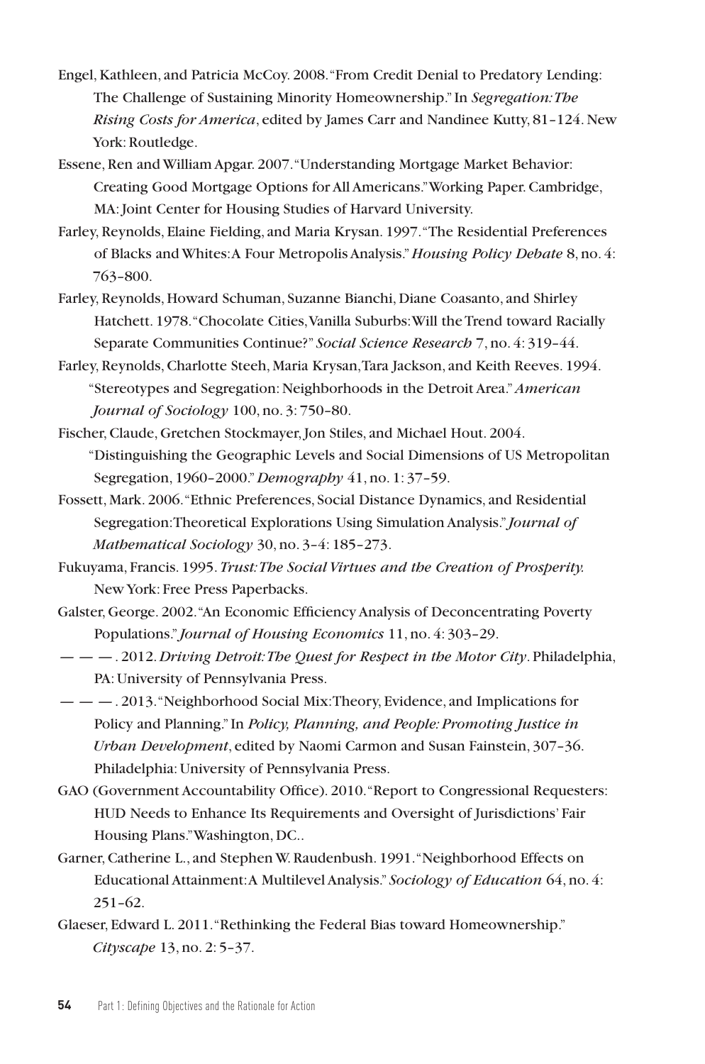Engel, Kathleen, and Patricia McCoy. 2008. "From Credit Denial to Predatory Lending: The Challenge of Sustaining Minority Homeownership." In *Segregation: The Rising Costs for America*, edited by James Carr and Nandinee Kutty, 81–124. New York: Routledge.

Essene, Ren and William Apgar. 2007. "Understanding Mortgage Market Behavior: Creating Good Mortgage Options for All Americans." Working Paper. Cambridge, MA: Joint Center for Housing Studies of Harvard University.

Farley, Reynolds, Elaine Fielding, and Maria Krysan. 1997. "The Residential Preferences of Blacks and Whites: A Four Metropolis Analysis." *Housing Policy Debate* 8, no. 4: 763–800.

Farley, Reynolds, Howard Schuman, Suzanne Bianchi, Diane Coasanto, and Shirley Hatchett. 1978. "Chocolate Cities, Vanilla Suburbs: Will the Trend toward Racially Separate Communities Continue?" *Social Science Research* 7, no. 4: 319–44.

Farley, Reynolds, Charlotte Steeh, Maria Krysan, Tara Jackson, and Keith Reeves. 1994. "Stereotypes and Segregation: Neighborhoods in the Detroit Area." *American Journal of Sociology* 100, no. 3: 750–80.

Fischer, Claude, Gretchen Stockmayer, Jon Stiles, and Michael Hout. 2004. "Distinguishing the Geographic Levels and Social Dimensions of US Metropolitan Segregation, 1960–2000." *Demography* 41, no. 1: 37–59.

Fossett, Mark. 2006. "Ethnic Preferences, Social Distance Dynamics, and Residential Segregation: Theoretical Explorations Using Simulation Analysis." *Journal of Mathematical Sociology* 30, no. 3–4: 185–273.

Fukuyama, Francis. 1995. *Trust: The Social Virtues and the Creation of Prosperity.* New York: Free Press Paperbacks.

Galster, George. 2002. "An Economic Efficiency Analysis of Deconcentrating Poverty Populations." *Journal of Housing Economics* 11, no. 4: 303–29.

— — —. 2012. *Driving Detroit: The Quest for Respect in the Motor City*. Philadelphia, PA: University of Pennsylvania Press.

— — —. 2013. "Neighborhood Social Mix: Theory, Evidence, and Implications for Policy and Planning." In *Policy, Planning, and People: Promoting Justice in Urban Development*, edited by Naomi Carmon and Susan Fainstein, 307–36. Philadelphia: University of Pennsylvania Press.

GAO (Government Accountability Office). 2010. "Report to Congressional Requesters: HUD Needs to Enhance Its Requirements and Oversight of Jurisdictions' Fair Housing Plans." Washington, DC..

Garner, Catherine L., and Stephen W. Raudenbush. 1991. "Neighborhood Effects on Educational Attainment: A Multilevel Analysis." *Sociology of Education* 64, no. 4: 251–62.

Glaeser, Edward L. 2011. "Rethinking the Federal Bias toward Homeownership." *Cityscape* 13, no. 2: 5–37.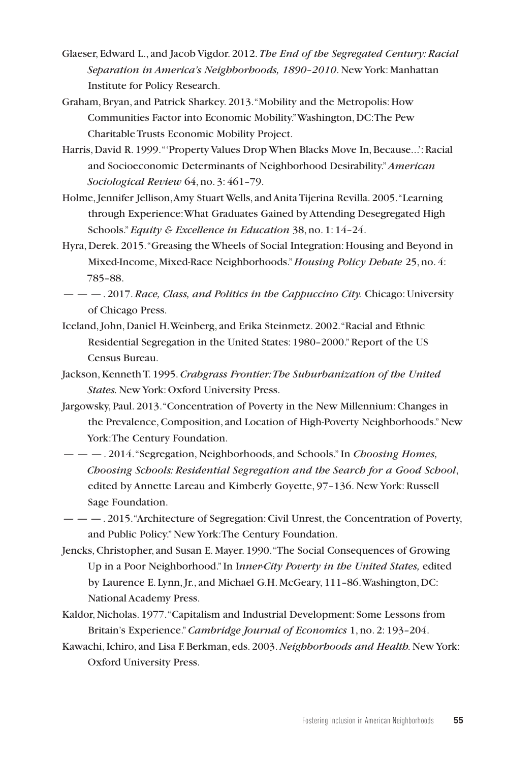Glaeser, Edward L., and Jacob Vigdor. 2012. *The End of the Segregated Century: Racial Separation in America's Neighborhoods, 1890–2010*. New York: Manhattan Institute for Policy Research.

Graham, Bryan, and Patrick Sharkey. 2013. "Mobility and the Metropolis: How Communities Factor into Economic Mobility." Washington, DC: The Pew Charitable Trusts Economic Mobility Project.

Harris, David R. 1999. "'Property Values Drop When Blacks Move In, Because...': Racial and Socioeconomic Determinants of Neighborhood Desirability." *American Sociological Review* 64, no. 3: 461–79.

Holme, Jennifer Jellison, Amy Stuart Wells, and Anita Tijerina Revilla. 2005. "Learning through Experience: What Graduates Gained by Attending Desegregated High Schools." *Equity & Excellence in Education* 38, no. 1: 14–24.

Hyra, Derek. 2015. "Greasing the Wheels of Social Integration: Housing and Beyond in Mixed-Income, Mixed-Race Neighborhoods." *Housing Policy Debate* 25, no. 4: 785–88.

— — —. 2017. *Race, Class, and Politics in the Cappuccino City.* Chicago: University of Chicago Press.

Iceland, John, Daniel H. Weinberg, and Erika Steinmetz. 2002. "Racial and Ethnic Residential Segregation in the United States: 1980–2000." Report of the US Census Bureau.

Jackson, Kenneth T. 1995. *Crabgrass Frontier: The Suburbanization of the United States.* New York: Oxford University Press.

Jargowsky, Paul. 2013. "Concentration of Poverty in the New Millennium: Changes in the Prevalence, Composition, and Location of High-Poverty Neighborhoods." New York: The Century Foundation.

— — —. 2014. "Segregation, Neighborhoods, and Schools." In *Choosing Homes, Choosing Schools: Residential Segregation and the Search for a Good School*, edited by Annette Lareau and Kimberly Goyette, 97–136. New York: Russell Sage Foundation.

— — —. 2015. "Architecture of Segregation: Civil Unrest, the Concentration of Poverty, and Public Policy." New York: The Century Foundation.

Jencks, Christopher, and Susan E. Mayer. 1990. "The Social Consequences of Growing Up in a Poor Neighborhood." In I*nner-City Poverty in the United States,* edited by Laurence E. Lynn, Jr., and Michael G.H. McGeary, 111–86. Washington, DC: National Academy Press.

Kaldor, Nicholas. 1977. "Capitalism and Industrial Development: Some Lessons from Britain's Experience." *Cambridge Journal of Economics* 1, no. 2: 193–204.

Kawachi, Ichiro, and Lisa F. Berkman, eds. 2003. *Neighborhoods and Health.* New York: Oxford University Press.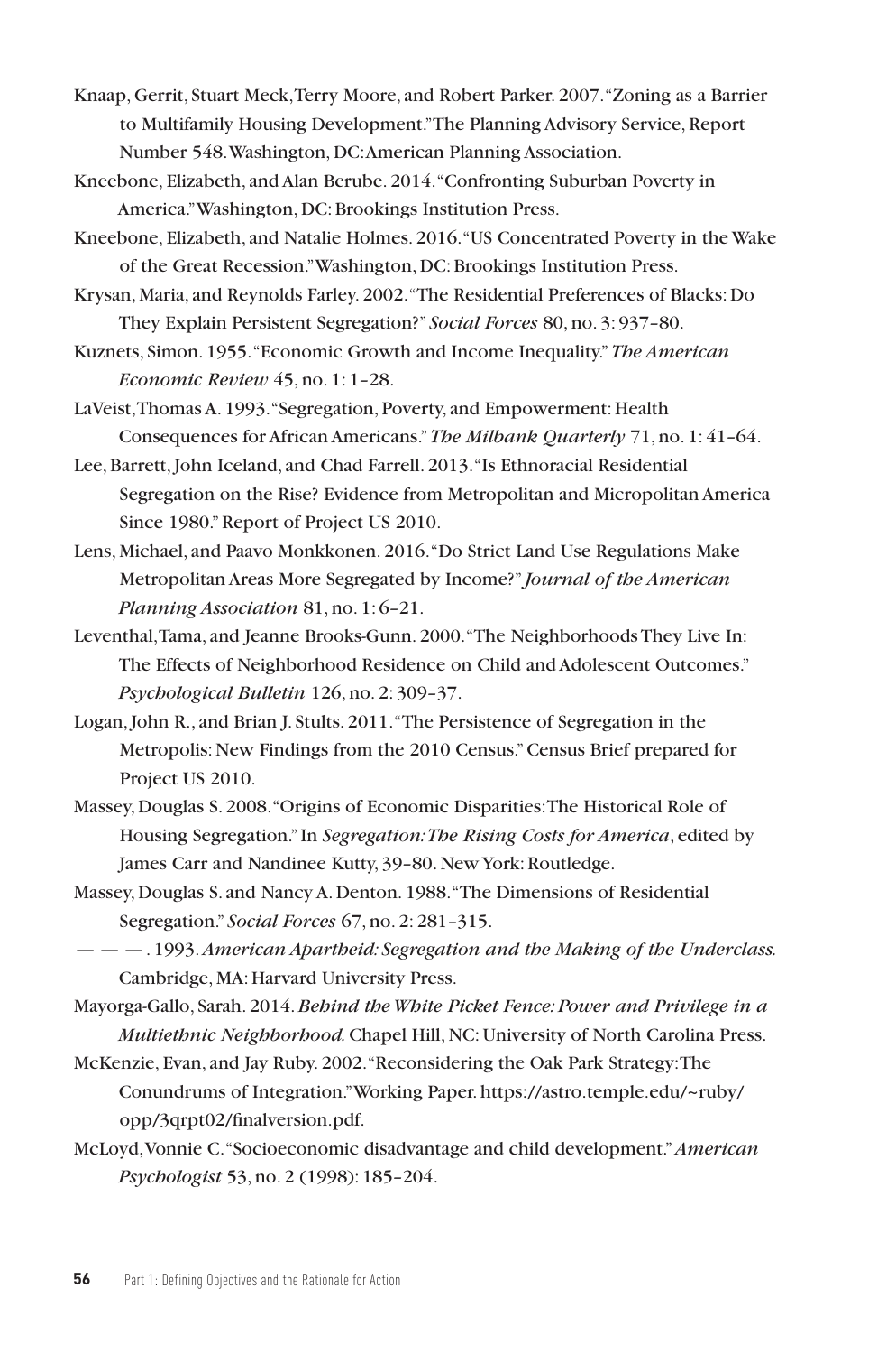Knaap, Gerrit, Stuart Meck, Terry Moore, and Robert Parker. 2007. "Zoning as a Barrier to Multifamily Housing Development." The Planning Advisory Service, Report Number 548. Washington, DC: American Planning Association.

Kneebone, Elizabeth, and Alan Berube. 2014. "Confronting Suburban Poverty in America." Washington, DC: Brookings Institution Press.

Kneebone, Elizabeth, and Natalie Holmes. 2016. "US Concentrated Poverty in the Wake of the Great Recession." Washington, DC: Brookings Institution Press.

Krysan, Maria, and Reynolds Farley. 2002. "The Residential Preferences of Blacks: Do They Explain Persistent Segregation?" *Social Forces* 80, no. 3: 937–80.

Kuznets, Simon. 1955. "Economic Growth and Income Inequality." *The American Economic Review* 45, no. 1: 1–28.

LaVeist, Thomas A. 1993. "Segregation, Poverty, and Empowerment: Health Consequences for African Americans." *The Milbank Quarterly* 71, no. 1: 41–64.

Lee, Barrett, John Iceland, and Chad Farrell. 2013. "Is Ethnoracial Residential Segregation on the Rise? Evidence from Metropolitan and Micropolitan America Since 1980." Report of Project US 2010.

Lens, Michael, and Paavo Monkkonen. 2016. "Do Strict Land Use Regulations Make Metropolitan Areas More Segregated by Income?" *Journal of the American Planning Association* 81, no. 1: 6–21.

Leventhal, Tama, and Jeanne Brooks-Gunn. 2000. "The Neighborhoods They Live In: The Effects of Neighborhood Residence on Child and Adolescent Outcomes." *Psychological Bulletin* 126, no. 2: 309–37.

Logan, John R., and Brian J. Stults. 2011. "The Persistence of Segregation in the Metropolis: New Findings from the 2010 Census." Census Brief prepared for Project US 2010.

Massey, Douglas S. 2008. "Origins of Economic Disparities: The Historical Role of Housing Segregation." In *Segregation: The Rising Costs for America*, edited by James Carr and Nandinee Kutty, 39–80. New York: Routledge.

Massey, Douglas S. and Nancy A. Denton. 1988. "The Dimensions of Residential Segregation." *Social Forces* 67, no. 2: 281–315.

— — —. 1993. *American Apartheid: Segregation and the Making of the Underclass.* Cambridge, MA: Harvard University Press.

Mayorga-Gallo, Sarah. 2014. *Behind the White Picket Fence: Power and Privilege in a Multiethnic Neighborhood.* Chapel Hill, NC: University of North Carolina Press.

McKenzie, Evan, and Jay Ruby. 2002. "Reconsidering the Oak Park Strategy: The Conundrums of Integration." Working Paper. https://astro.temple.edu/~ruby/opp/3qrpt02/finalversion.pdf.

McLoyd, Vonnie C. "Socioeconomic disadvantage and child development." *American Psychologist* 53, no. 2 (1998): 185–204.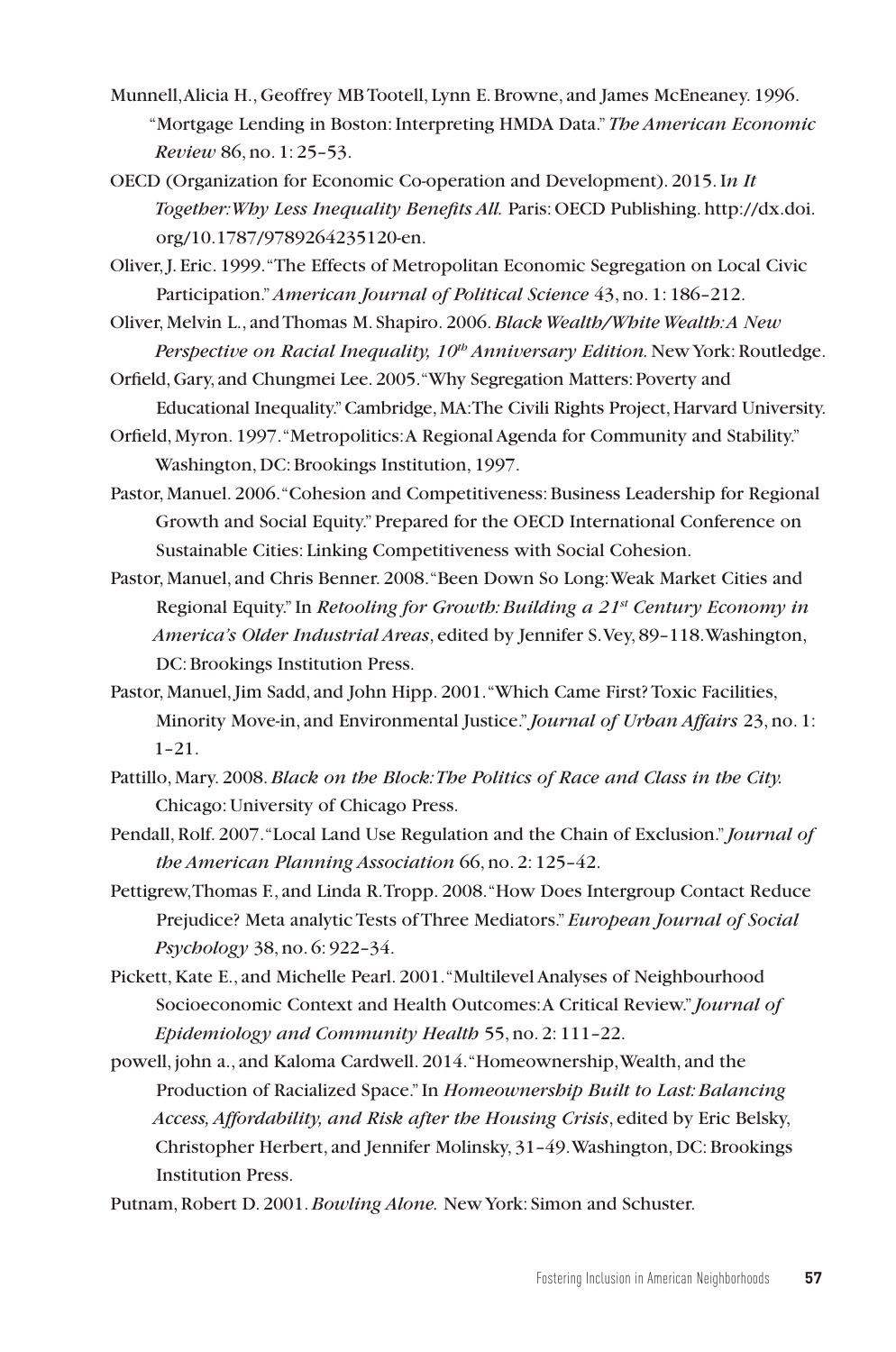Munnell, Alicia H., Geoffrey MB Tootell, Lynn E. Browne, and James McEneaney. 1996. "Mortgage Lending in Boston: Interpreting HMDA Data." *The American Economic Review* 86, no. 1: 25–53.

OECD (Organization for Economic Co-operation and Development). 2015. I*n It Together: Why Less Inequality Benefits All.* Paris: OECD Publishing. http://dx.doi.org/10.1787/9789264235120-en.

Oliver, J. Eric. 1999. "The Effects of Metropolitan Economic Segregation on Local Civic Participation." *American Journal of Political Science* 43, no. 1: 186–212.

Oliver, Melvin L., and Thomas M. Shapiro. 2006. *Black Wealth/White Wealth: A New Perspective on Racial Inequality, 10th Anniversary Edition.* New York: Routledge.

Orfield, Gary, and Chungmei Lee. 2005. "Why Segregation Matters: Poverty and Educational Inequality." Cambridge, MA: The Civili Rights Project, Harvard University.

Orfield, Myron. 1997. "Metropolitics: A Regional Agenda for Community and Stability." Washington, DC: Brookings Institution, 1997.

Pastor, Manuel. 2006. "Cohesion and Competitiveness: Business Leadership for Regional Growth and Social Equity." Prepared for the OECD International Conference on Sustainable Cities: Linking Competitiveness with Social Cohesion.

Pastor, Manuel, and Chris Benner. 2008. "Been Down So Long: Weak Market Cities and Regional Equity." In *Retooling for Growth: Building a 21st Century Economy in America's Older Industrial Areas*, edited by Jennifer S. Vey, 89–118. Washington, DC: Brookings Institution Press.

Pastor, Manuel, Jim Sadd, and John Hipp. 2001. "Which Came First? Toxic Facilities, Minority Move-in, and Environmental Justice." *Journal of Urban Affairs* 23, no. 1: 1–21.

Pattillo, Mary. 2008. *Black on the Block: The Politics of Race and Class in the City.* Chicago: University of Chicago Press.

Pendall, Rolf. 2007. "Local Land Use Regulation and the Chain of Exclusion." *Journal of the American Planning Association* 66, no. 2: 125–42.

Pettigrew, Thomas F., and Linda R. Tropp. 2008. "How Does Intergroup Contact Reduce Prejudice? Meta analytic Tests of Three Mediators." *European Journal of Social Psychology* 38, no. 6: 922–34.

Pickett, Kate E., and Michelle Pearl. 2001. "Multilevel Analyses of Neighbourhood Socioeconomic Context and Health Outcomes: A Critical Review." *Journal of Epidemiology and Community Health* 55, no. 2: 111–22.

powell, john a., and Kaloma Cardwell. 2014. "Homeownership, Wealth, and the Production of Racialized Space." In *Homeownership Built to Last: Balancing Access, Affordability, and Risk after the Housing Crisis*, edited by Eric Belsky, Christopher Herbert, and Jennifer Molinsky, 31–49. Washington, DC: Brookings Institution Press.

Putnam, Robert D. 2001. *Bowling Alone.* New York: Simon and Schuster.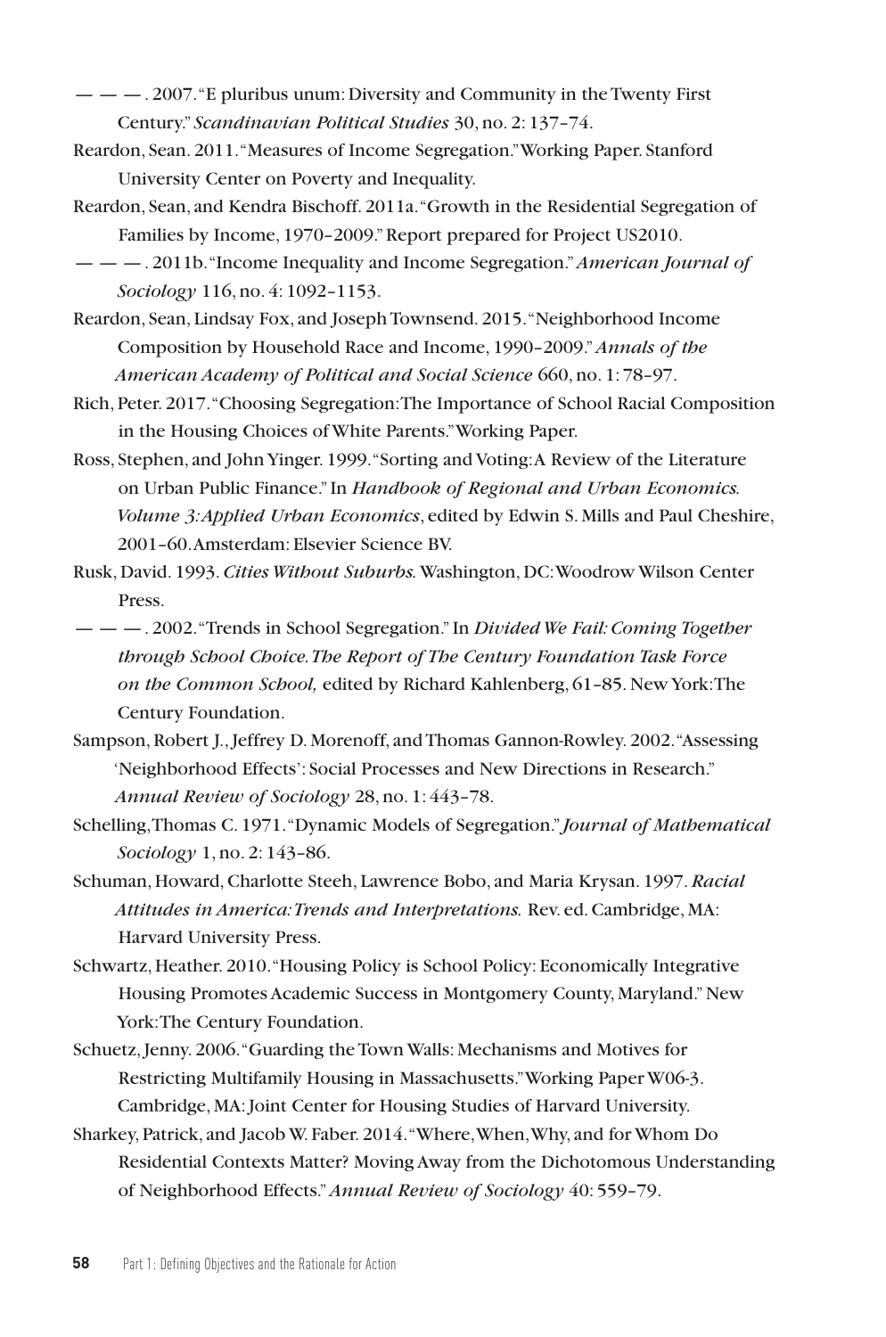— — — . 2007. "E pluribus unum: Diversity and Community in the Twenty First Century." *Scandinavian Political Studies* 30, no. 2: 137–74.

Reardon, Sean. 2011. "Measures of Income Segregation." Working Paper. Stanford University Center on Poverty and Inequality.

Reardon, Sean, and Kendra Bischoff. 2011a. "Growth in the Residential Segregation of Families by Income, 1970–2009." Report prepared for Project US2010.

— — — . 2011b. "Income Inequality and Income Segregation." *American Journal of Sociology* 116, no. 4: 1092–1153.

Reardon, Sean, Lindsay Fox, and Joseph Townsend. 2015. "Neighborhood Income Composition by Household Race and Income, 1990–2009." *Annals of the American Academy of Political and Social Science* 660, no. 1: 78–97.

Rich, Peter. 2017. "Choosing Segregation: The Importance of School Racial Composition in the Housing Choices of White Parents." Working Paper.

Ross, Stephen, and John Yinger. 1999. "Sorting and Voting: A Review of the Literature on Urban Public Finance." In *Handbook of Regional and Urban Economics. Volume 3: Applied Urban Economics*, edited by Edwin S. Mills and Paul Cheshire, 2001–60. Amsterdam: Elsevier Science BV.

Rusk, David. 1993. *Cities Without Suburbs.* Washington, DC: Woodrow Wilson Center Press.

— — — . 2002. "Trends in School Segregation." In *Divided We Fail: Coming Together through School Choice. The Report of The Century Foundation Task Force on the Common School,* edited by Richard Kahlenberg, 61–85. New York: The Century Foundation.

Sampson, Robert J., Jeffrey D. Morenoff, and Thomas Gannon-Rowley. 2002. "Assessing 'Neighborhood Effects': Social Processes and New Directions in Research." *Annual Review of Sociology* 28, no. 1: 443–78.

Schelling, Thomas C. 1971. "Dynamic Models of Segregation." *Journal of Mathematical Sociology* 1, no. 2: 143–86.

Schuman, Howard, Charlotte Steeh, Lawrence Bobo, and Maria Krysan. 1997. *Racial Attitudes in America: Trends and Interpretations.* Rev. ed. Cambridge, MA: Harvard University Press.

Schwartz, Heather. 2010. "Housing Policy is School Policy: Economically Integrative Housing Promotes Academic Success in Montgomery County, Maryland." New York: The Century Foundation.

Schuetz, Jenny. 2006. "Guarding the Town Walls: Mechanisms and Motives for Restricting Multifamily Housing in Massachusetts." Working Paper W06-3. Cambridge, MA: Joint Center for Housing Studies of Harvard University.

Sharkey, Patrick, and Jacob W. Faber. 2014. "Where, When, Why, and for Whom Do Residential Contexts Matter? Moving Away from the Dichotomous Understanding of Neighborhood Effects." *Annual Review of Sociology* 40: 559–79.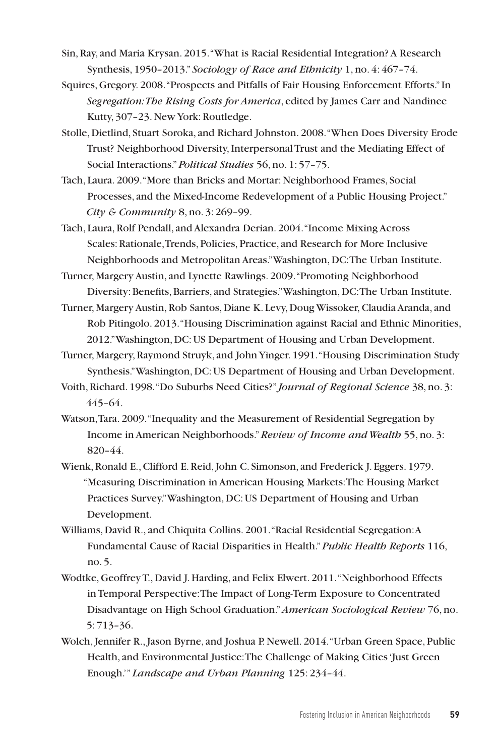Sin, Ray, and Maria Krysan. 2015. "What is Racial Residential Integration? A Research Synthesis, 1950–2013." *Sociology of Race and Ethnicity* 1, no. 4: 467–74.

Squires, Gregory. 2008. "Prospects and Pitfalls of Fair Housing Enforcement Efforts." In *Segregation: The Rising Costs for America*, edited by James Carr and Nandinee Kutty, 307–23. New York: Routledge.

Stolle, Dietlind, Stuart Soroka, and Richard Johnston. 2008. "When Does Diversity Erode Trust? Neighborhood Diversity, Interpersonal Trust and the Mediating Effect of Social Interactions." *Political Studies* 56, no. 1: 57–75.

Tach, Laura. 2009. "More than Bricks and Mortar: Neighborhood Frames, Social Processes, and the Mixed-Income Redevelopment of a Public Housing Project." *City & Community* 8, no. 3: 269–99.

Tach, Laura, Rolf Pendall, and Alexandra Derian. 2004. "Income Mixing Across Scales: Rationale, Trends, Policies, Practice, and Research for More Inclusive Neighborhoods and Metropolitan Areas." Washington, DC: The Urban Institute.

Turner, Margery Austin, and Lynette Rawlings. 2009. "Promoting Neighborhood Diversity: Benefits, Barriers, and Strategies." Washington, DC: The Urban Institute.

Turner, Margery Austin, Rob Santos, Diane K. Levy, Doug Wissoker, Claudia Aranda, and Rob Pitingolo. 2013. "Housing Discrimination against Racial and Ethnic Minorities, 2012." Washington, DC: US Department of Housing and Urban Development.

Turner, Margery, Raymond Struyk, and John Yinger. 1991. "Housing Discrimination Study Synthesis." Washington, DC: US Department of Housing and Urban Development.

Voith, Richard. 1998. "Do Suburbs Need Cities?" *Journal of Regional Science* 38, no. 3: 445–64.

Watson, Tara. 2009. "Inequality and the Measurement of Residential Segregation by Income in American Neighborhoods." *Review of Income and Wealth* 55, no. 3: 820–44.

Wienk, Ronald E., Clifford E. Reid, John C. Simonson, and Frederick J. Eggers. 1979. "Measuring Discrimination in American Housing Markets: The Housing Market Practices Survey." Washington, DC: US Department of Housing and Urban Development.

Williams, David R., and Chiquita Collins. 2001. "Racial Residential Segregation: A Fundamental Cause of Racial Disparities in Health." *Public Health Reports* 116, no. 5.

Wodtke, Geoffrey T., David J. Harding, and Felix Elwert. 2011. "Neighborhood Effects in Temporal Perspective: The Impact of Long-Term Exposure to Concentrated Disadvantage on High School Graduation." *American Sociological Review* 76, no. 5: 713–36.

Wolch, Jennifer R., Jason Byrne, and Joshua P. Newell. 2014. "Urban Green Space, Public Health, and Environmental Justice: The Challenge of Making Cities 'Just Green Enough.'" *Landscape and Urban Planning* 125: 234–44.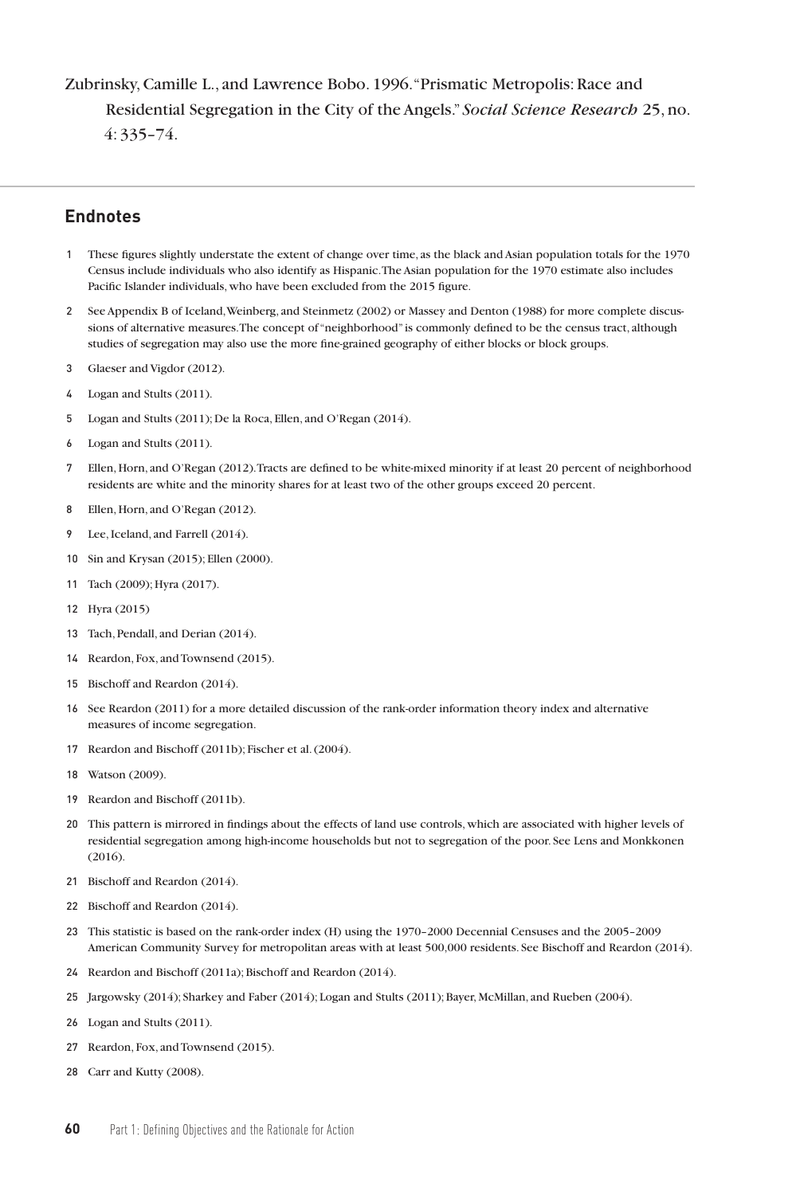Zubrinsky, Camille L., and Lawrence Bobo. 1996. "Prismatic Metropolis: Race and Residential Segregation in the City of the Angels." *Social Science Research* 25, no. 4: 335–74.

## Endnotes

1. These figures slightly understate the extent of change over time, as the black and Asian population totals for the 1970 Census include individuals who also identify as Hispanic. The Asian population for the 1970 estimate also includes Pacific Islander individuals, who have been excluded from the 2015 figure.
2. See Appendix B of Iceland, Weinberg, and Steinmetz (2002) or Massey and Denton (1988) for more complete discussions of alternative measures. The concept of "neighborhood" is commonly defined to be the census tract, although studies of segregation may also use the more fine-grained geography of either blocks or block groups.
3. Glaeser and Vigdor (2012).
4. Logan and Stults (2011).
5. Logan and Stults (2011); De la Roca, Ellen, and O'Regan (2014).
6. Logan and Stults (2011).
7. Ellen, Horn, and O'Regan (2012). Tracts are defined to be white-mixed minority if at least 20 percent of neighborhood residents are white and the minority shares for at least two of the other groups exceed 20 percent.
8. Ellen, Horn, and O'Regan (2012).
9. Lee, Iceland, and Farrell (2014).
10. Sin and Krysan (2015); Ellen (2000).
11. Tach (2009); Hyra (2017).
12. Hyra (2015)
13. Tach, Pendall, and Derian (2014).
14. Reardon, Fox, and Townsend (2015).
15. Bischoff and Reardon (2014).
16. See Reardon (2011) for a more detailed discussion of the rank-order information theory index and alternative measures of income segregation.
17. Reardon and Bischoff (2011b); Fischer et al. (2004).
18. Watson (2009).
19. Reardon and Bischoff (2011b).
20. This pattern is mirrored in findings about the effects of land use controls, which are associated with higher levels of residential segregation among high-income households but not to segregation of the poor. See Lens and Monkkonen (2016).
21. Bischoff and Reardon (2014).
22. Bischoff and Reardon (2014).
23. This statistic is based on the rank-order index (H) using the 1970–2000 Decennial Censuses and the 2005–2009 American Community Survey for metropolitan areas with at least 500,000 residents. See Bischoff and Reardon (2014).
24. Reardon and Bischoff (2011a); Bischoff and Reardon (2014).
25. Jargowsky (2014); Sharkey and Faber (2014); Logan and Stults (2011); Bayer, McMillan, and Rueben (2004).
26. Logan and Stults (2011).
27. Reardon, Fox, and Townsend (2015).
28. Carr and Kutty (2008).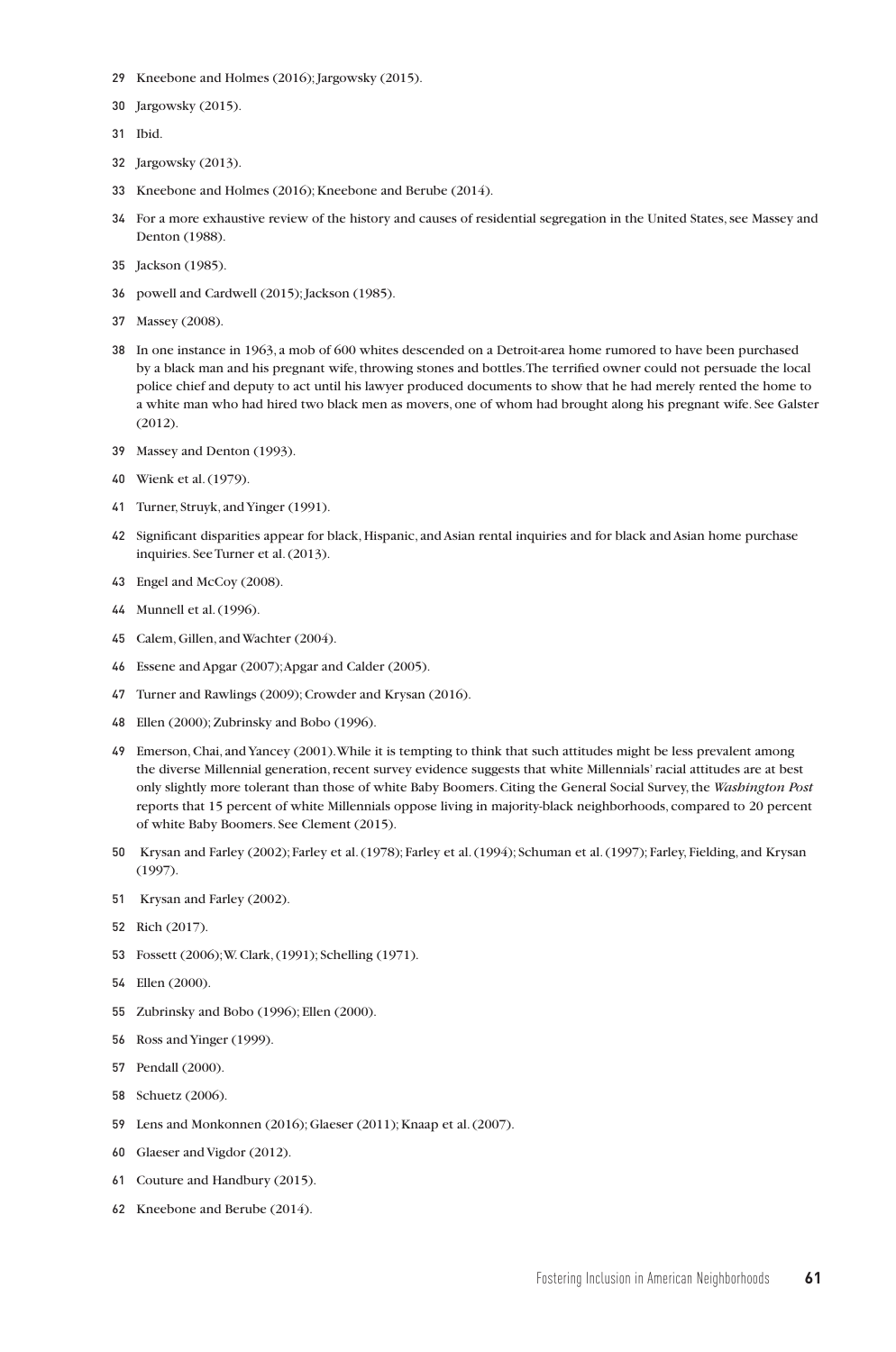29 Kneebone and Holmes (2016); Jargowsky (2015).

30 Jargowsky (2015).

31 Ibid.

32 Jargowsky (2013).

33 Kneebone and Holmes (2016); Kneebone and Berube (2014).

34 For a more exhaustive review of the history and causes of residential segregation in the United States, see Massey and Denton (1988).

35 Jackson (1985).

36 powell and Cardwell (2015); Jackson (1985).

37 Massey (2008).

38 In one instance in 1963, a mob of 600 whites descended on a Detroit-area home rumored to have been purchased by a black man and his pregnant wife, throwing stones and bottles. The terrified owner could not persuade the local police chief and deputy to act until his lawyer produced documents to show that he had merely rented the home to a white man who had hired two black men as movers, one of whom had brought along his pregnant wife. See Galster (2012).

39 Massey and Denton (1993).

40 Wienk et al. (1979).

41 Turner, Struyk, and Yinger (1991).

42 Significant disparities appear for black, Hispanic, and Asian rental inquiries and for black and Asian home purchase inquiries. See Turner et al. (2013).

43 Engel and McCoy (2008).

44 Munnell et al. (1996).

45 Calem, Gillen, and Wachter (2004).

46 Essene and Apgar (2007); Apgar and Calder (2005).

47 Turner and Rawlings (2009); Crowder and Krysan (2016).

48 Ellen (2000); Zubrinsky and Bobo (1996).

49 Emerson, Chai, and Yancey (2001). While it is tempting to think that such attitudes might be less prevalent among the diverse Millennial generation, recent survey evidence suggests that white Millennials' racial attitudes are at best only slightly more tolerant than those of white Baby Boomers. Citing the General Social Survey, the *Washington Post* reports that 15 percent of white Millennials oppose living in majority-black neighborhoods, compared to 20 percent of white Baby Boomers. See Clement (2015).

50 Krysan and Farley (2002); Farley et al. (1978); Farley et al. (1994); Schuman et al. (1997); Farley, Fielding, and Krysan (1997).

51 Krysan and Farley (2002).

52 Rich (2017).

53 Fossett (2006); W. Clark, (1991); Schelling (1971).

54 Ellen (2000).

55 Zubrinsky and Bobo (1996); Ellen (2000).

56 Ross and Yinger (1999).

57 Pendall (2000).

58 Schuetz (2006).

59 Lens and Monkonnen (2016); Glaeser (2011); Knaap et al. (2007).

60 Glaeser and Vigdor (2012).

61 Couture and Handbury (2015).

62 Kneebone and Berube (2014).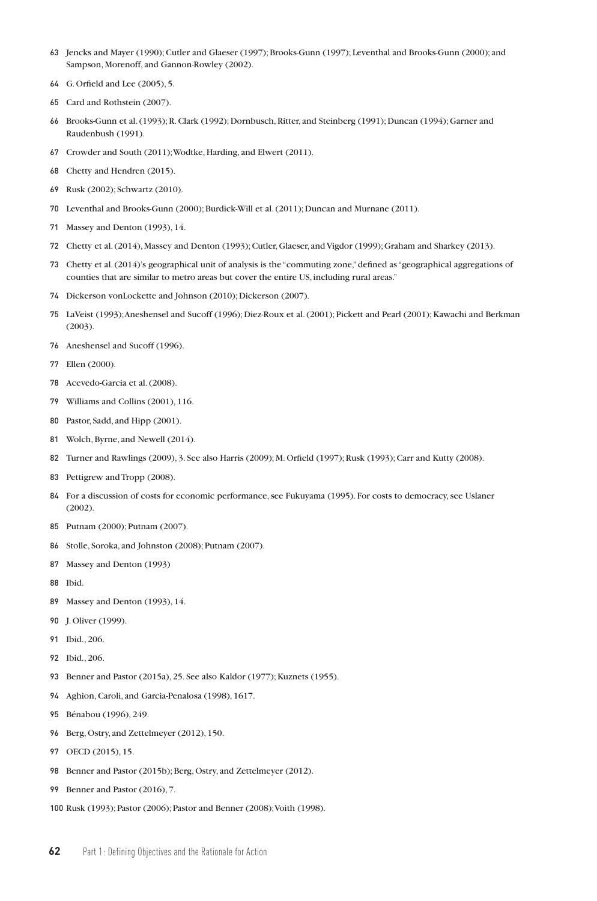63 Jencks and Mayer (1990); Cutler and Glaeser (1997); Brooks-Gunn (1997); Leventhal and Brooks-Gunn (2000); and Sampson, Morenoff, and Gannon-Rowley (2002).

64 G. Orfield and Lee (2005), 5.

65 Card and Rothstein (2007).

66 Brooks-Gunn et al. (1993); R. Clark (1992); Dornbusch, Ritter, and Steinberg (1991); Duncan (1994); Garner and Raudenbush (1991).

67 Crowder and South (2011); Wodtke, Harding, and Elwert (2011).

68 Chetty and Hendren (2015).

69 Rusk (2002); Schwartz (2010).

70 Leventhal and Brooks-Gunn (2000); Burdick-Will et al. (2011); Duncan and Murnane (2011).

71 Massey and Denton (1993), 14.

72 Chetty et al. (2014), Massey and Denton (1993); Cutler, Glaeser, and Vigdor (1999); Graham and Sharkey (2013).

73 Chetty et al. (2014)'s geographical unit of analysis is the "commuting zone," defined as "geographical aggregations of counties that are similar to metro areas but cover the entire US, including rural areas."

74 Dickerson vonLockette and Johnson (2010); Dickerson (2007).

75 LaVeist (1993); Aneshensel and Sucoff (1996); Diez-Roux et al. (2001); Pickett and Pearl (2001); Kawachi and Berkman (2003).

76 Aneshensel and Sucoff (1996).

77 Ellen (2000).

78 Acevedo-Garcia et al. (2008).

79 Williams and Collins (2001), 116.

80 Pastor, Sadd, and Hipp (2001).

81 Wolch, Byrne, and Newell (2014).

82 Turner and Rawlings (2009), 3. See also Harris (2009); M. Orfield (1997); Rusk (1993); Carr and Kutty (2008).

83 Pettigrew and Tropp (2008).

84 For a discussion of costs for economic performance, see Fukuyama (1995). For costs to democracy, see Uslaner (2002).

85 Putnam (2000); Putnam (2007).

86 Stolle, Soroka, and Johnston (2008); Putnam (2007).

87 Massey and Denton (1993)

88 Ibid.

89 Massey and Denton (1993), 14.

90 J. Oliver (1999).

91 Ibid., 206.

92 Ibid., 206.

93 Benner and Pastor (2015a), 25. See also Kaldor (1977); Kuznets (1955).

94 Aghion, Caroli, and Garcia-Penalosa (1998), 1617.

95 Bénabou (1996), 249.

96 Berg, Ostry, and Zettelmeyer (2012), 150.

97 OECD (2015), 15.

98 Benner and Pastor (2015b); Berg, Ostry, and Zettelmeyer (2012).

99 Benner and Pastor (2016), 7.

100 Rusk (1993); Pastor (2006); Pastor and Benner (2008); Voith (1998).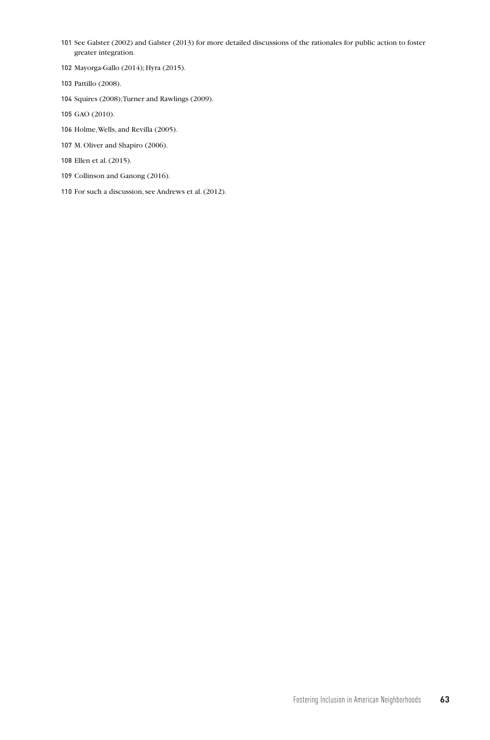101 See Galster (2002) and Galster (2013) for more detailed discussions of the rationales for public action to foster greater integration.

102 Mayorga-Gallo (2014); Hyra (2015).

103 Pattillo (2008).

104 Squires (2008); Turner and Rawlings (2009).

105 GAO (2010).

106 Holme, Wells, and Revilla (2005).

107 M. Oliver and Shapiro (2006).

108 Ellen et al. (2015).

109 Collinson and Ganong (2016).

110 For such a discussion, see Andrews et al. (2012).